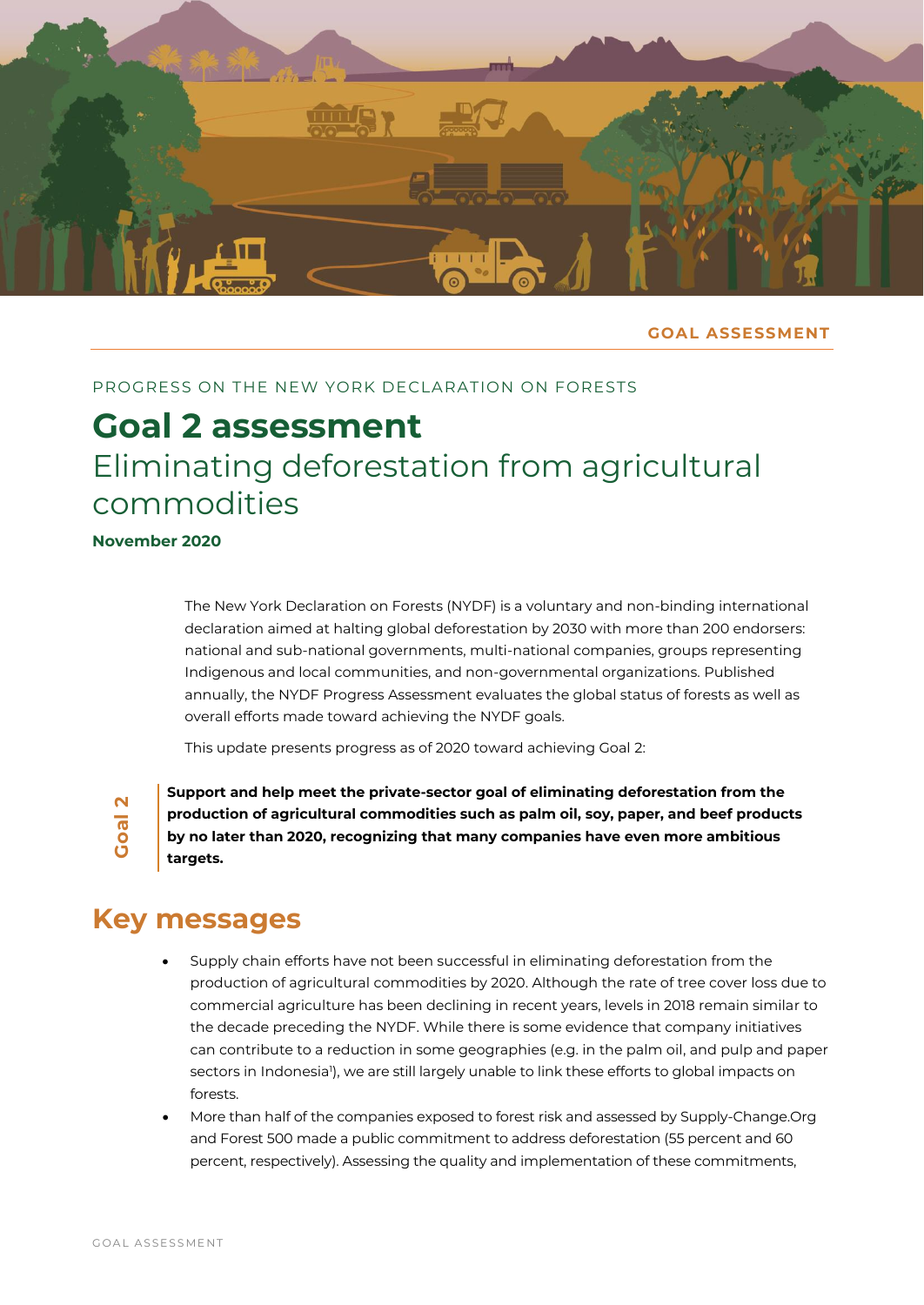GOAL ASSESSMENT

PROGRESS ON THE NEW YORK DECLARATION ON FORESTS

# Goal 2 assessment

## Eliminating deforestation from agricultural commodities

**November 2020**

The New York Declaration on Forests (NYDF) is a voluntary and non-binding international declaration aimed at halting global deforestation by 2030 with more than 200 endorsers: national and sub-national governments, multi-national companies, groups representing Indigenous and local communities, and non-governmental organizations. Published annually, the NYDF Progress Assessment evaluates the global status of forests as well as overall efforts made toward achieving the NYDF goals.

This update presents progress as of 2020 toward achieving Goal 2:

**Goal 2**

**Support and help meet the private-sector goal of eliminating deforestation from the production of agricultural commodities such as palm oil, soy, paper, and beef products by no later than 2020, recognizing that many companies have even more ambitious targets.**

## Key messages

- Supply chain efforts have not been successful in eliminating deforestation from the production of agricultural commodities by 2020. Although the rate of tree cover loss due to commercial agriculture has been declining in recent years, levels in 2018 remain similar to the decade preceding the NYDF. While there is some evidence that company initiatives can contribute to a reduction in some geographies (e.g. in the palm oil, and pulp and paper sectors in Indonesia[1]), we are still largely unable to link these efforts to global impacts on forests.
- More than half of the companies exposed to forest risk and assessed by Supply-Change.Org and Forest 500 made a public commitment to address deforestation (55 percent and 60 percent, respectively). Assessing the quality and implementation of these commitments,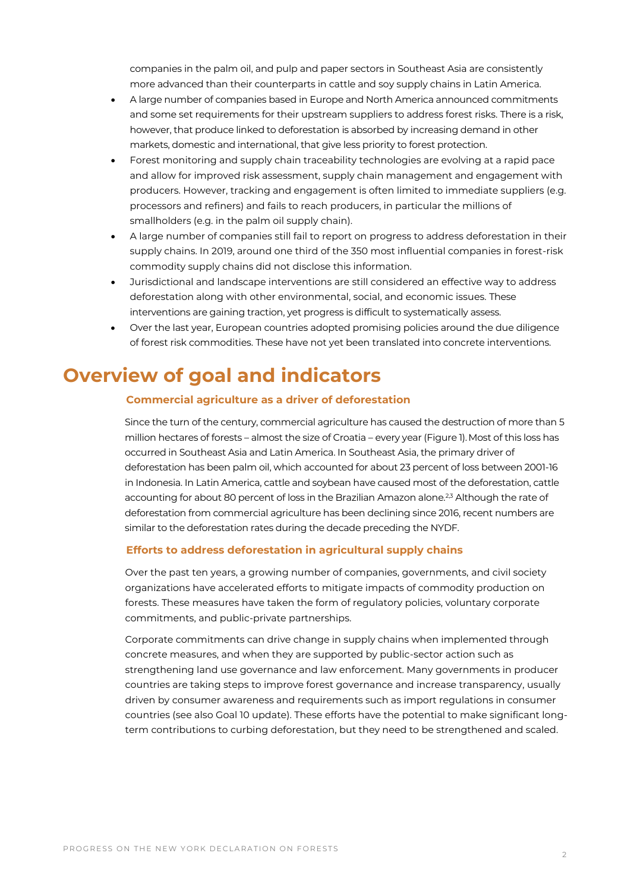companies in the palm oil, and pulp and paper sectors in Southeast Asia are consistently more advanced than their counterparts in cattle and soy supply chains in Latin America.

- A large number of companies based in Europe and North America announced commitments and some set requirements for their upstream suppliers to address forest risks. There is a risk, however, that produce linked to deforestation is absorbed by increasing demand in other markets, domestic and international, that give less priority to forest protection.
- Forest monitoring and supply chain traceability technologies are evolving at a rapid pace and allow for improved risk assessment, supply chain management and engagement with producers. However, tracking and engagement is often limited to immediate suppliers (e.g. processors and refiners) and fails to reach producers, in particular the millions of smallholders (e.g. in the palm oil supply chain).
- A large number of companies still fail to report on progress to address deforestation in their supply chains. In 2019, around one third of the 350 most influential companies in forest-risk commodity supply chains did not disclose this information.
- Jurisdictional and landscape interventions are still considered an effective way to address deforestation along with other environmental, social, and economic issues. These interventions are gaining traction, yet progress is difficult to systematically assess.
- Over the last year, European countries adopted promising policies around the due diligence of forest risk commodities. These have not yet been translated into concrete interventions.

# Overview of goal and indicators

### Commercial agriculture as a driver of deforestation

Since the turn of the century, commercial agriculture has caused the destruction of more than 5 million hectares of forests – almost the size of Croatia – every year (Figure 1). Most of this loss has occurred in Southeast Asia and Latin America. In Southeast Asia, the primary driver of deforestation has been palm oil, which accounted for about 23 percent of loss between 2001-16 in Indonesia. In Latin America, cattle and soybean have caused most of the deforestation, cattle accounting for about 80 percent of loss in the Brazilian Amazon alone.[2,3] Although the rate of deforestation from commercial agriculture has been declining since 2016, recent numbers are similar to the deforestation rates during the decade preceding the NYDF.

### Efforts to address deforestation in agricultural supply chains

Over the past ten years, a growing number of companies, governments, and civil society organizations have accelerated efforts to mitigate impacts of commodity production on forests. These measures have taken the form of regulatory policies, voluntary corporate commitments, and public-private partnerships.

Corporate commitments can drive change in supply chains when implemented through concrete measures, and when they are supported by public-sector action such as strengthening land use governance and law enforcement. Many governments in producer countries are taking steps to improve forest governance and increase transparency, usually driven by consumer awareness and requirements such as import regulations in consumer countries (see also Goal 10 update). These efforts have the potential to make significant long-term contributions to curbing deforestation, but they need to be strengthened and scaled.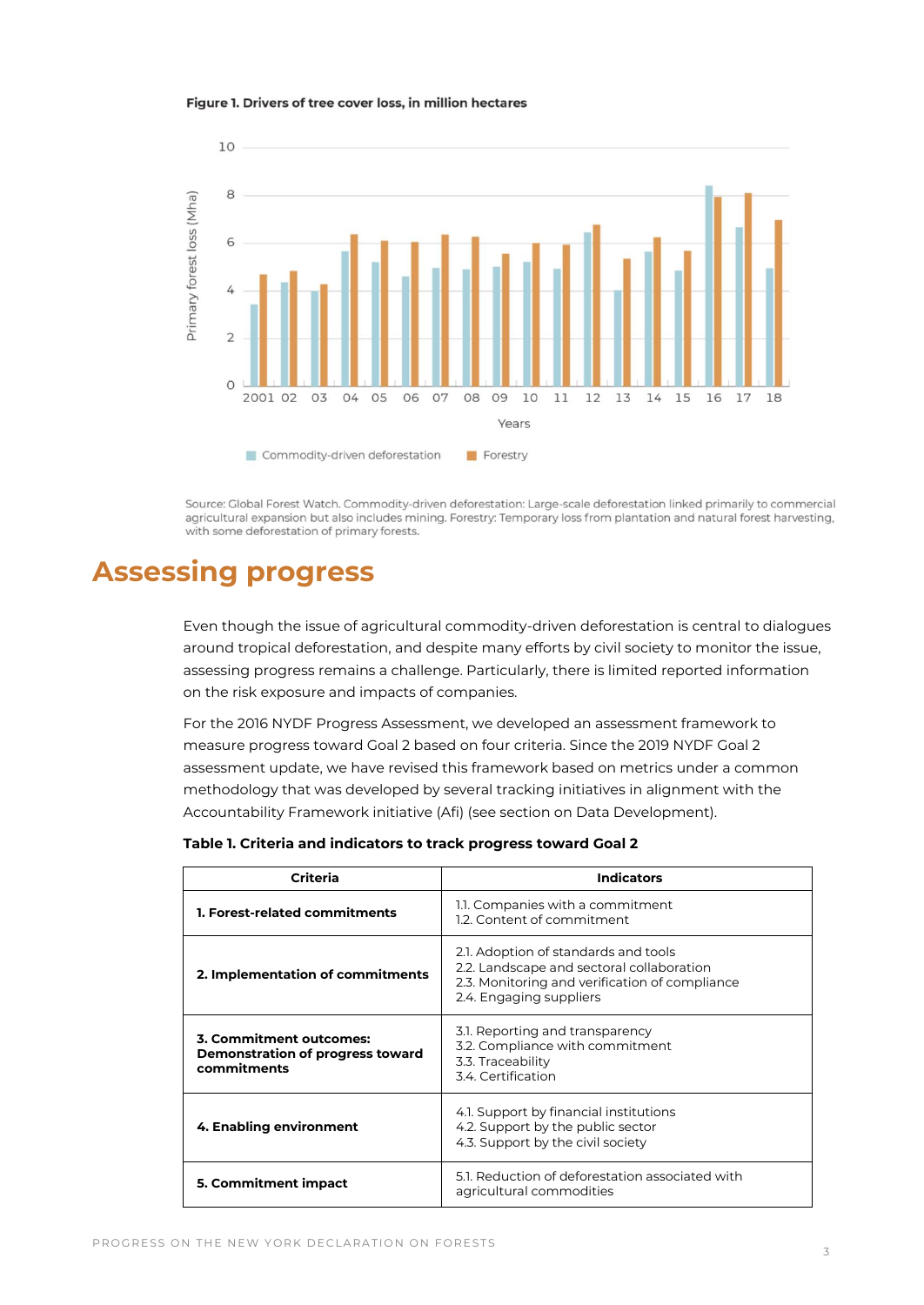**Figure 1. Drivers of tree cover loss, in million hectares**

Source: Global Forest Watch. Commodity-driven deforestation: Large-scale deforestation linked primarily to commercial agricultural expansion but also includes mining. Forestry: Temporary loss from plantation and natural forest harvesting, with some deforestation of primary forests.

# Assessing progress

Even though the issue of agricultural commodity-driven deforestation is central to dialogues around tropical deforestation, and despite many efforts by civil society to monitor the issue, assessing progress remains a challenge. Particularly, there is limited reported information on the risk exposure and impacts of companies.

For the 2016 NYDF Progress Assessment, we developed an assessment framework to measure progress toward Goal 2 based on four criteria. Since the 2019 NYDF Goal 2 assessment update, we have revised this framework based on metrics under a common methodology that was developed by several tracking initiatives in alignment with the Accountability Framework initiative (Afi) (see section on Data Development).

**Table 1. Criteria and indicators to track progress toward Goal 2**

| Criteria | Indicators |
|---|---|
| **1. Forest-related commitments** | 1.1. Companies with a commitment<br>1.2. Content of commitment |
| **2. Implementation of commitments** | 2.1. Adoption of standards and tools<br>2.2. Landscape and sectoral collaboration<br>2.3. Monitoring and verification of compliance<br>2.4. Engaging suppliers |
| **3. Commitment outcomes: Demonstration of progress toward commitments** | 3.1. Reporting and transparency<br>3.2. Compliance with commitment<br>3.3. Traceability<br>3.4. Certification |
| **4. Enabling environment** | 4.1. Support by financial institutions<br>4.2. Support by the public sector<br>4.3. Support by the civil society |
| **5. Commitment impact** | 5.1. Reduction of deforestation associated with agricultural commodities |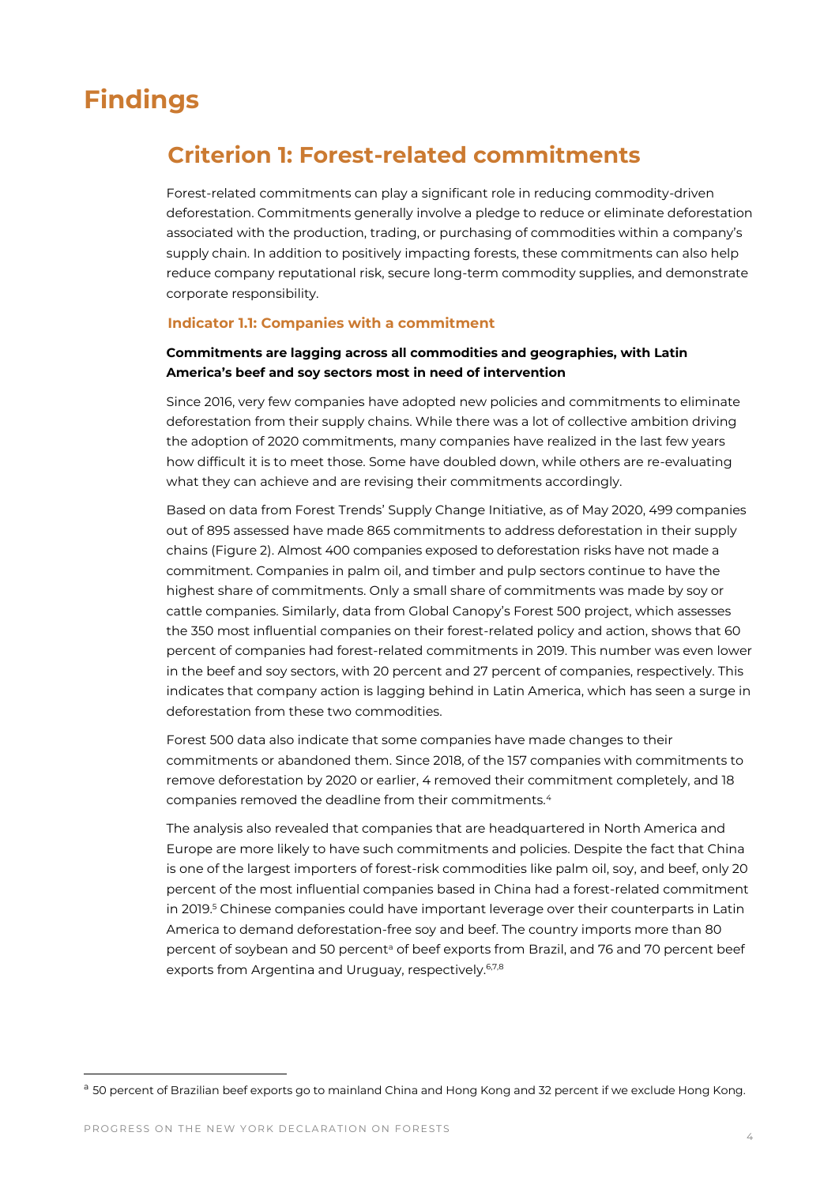# Findings

## Criterion 1: Forest-related commitments

Forest-related commitments can play a significant role in reducing commodity-driven deforestation. Commitments generally involve a pledge to reduce or eliminate deforestation associated with the production, trading, or purchasing of commodities within a company's supply chain. In addition to positively impacting forests, these commitments can also help reduce company reputational risk, secure long-term commodity supplies, and demonstrate corporate responsibility.

### Indicator 1.1: Companies with a commitment

**Commitments are lagging across all commodities and geographies, with Latin America's beef and soy sectors most in need of intervention**

Since 2016, very few companies have adopted new policies and commitments to eliminate deforestation from their supply chains. While there was a lot of collective ambition driving the adoption of 2020 commitments, many companies have realized in the last few years how difficult it is to meet those. Some have doubled down, while others are re-evaluating what they can achieve and are revising their commitments accordingly.

Based on data from Forest Trends' Supply Change Initiative, as of May 2020, 499 companies out of 895 assessed have made 865 commitments to address deforestation in their supply chains (Figure 2). Almost 400 companies exposed to deforestation risks have not made a commitment. Companies in palm oil, and timber and pulp sectors continue to have the highest share of commitments. Only a small share of commitments was made by soy or cattle companies. Similarly, data from Global Canopy's Forest 500 project, which assesses the 350 most influential companies on their forest-related policy and action, shows that 60 percent of companies had forest-related commitments in 2019. This number was even lower in the beef and soy sectors, with 20 percent and 27 percent of companies, respectively. This indicates that company action is lagging behind in Latin America, which has seen a surge in deforestation from these two commodities.

Forest 500 data also indicate that some companies have made changes to their commitments or abandoned them. Since 2018, of the 157 companies with commitments to remove deforestation by 2020 or earlier, 4 removed their commitment completely, and 18 companies removed the deadline from their commitments.[4]

The analysis also revealed that companies that are headquartered in North America and Europe are more likely to have such commitments and policies. Despite the fact that China is one of the largest importers of forest-risk commodities like palm oil, soy, and beef, only 20 percent of the most influential companies based in China had a forest-related commitment in 2019.[5] Chinese companies could have important leverage over their counterparts in Latin America to demand deforestation-free soy and beef. The country imports more than 80 percent of soybean and 50 percent[a] of beef exports from Brazil, and 76 and 70 percent beef exports from Argentina and Uruguay, respectively.[6,7,8]

---

[a] 50 percent of Brazilian beef exports go to mainland China and Hong Kong and 32 percent if we exclude Hong Kong.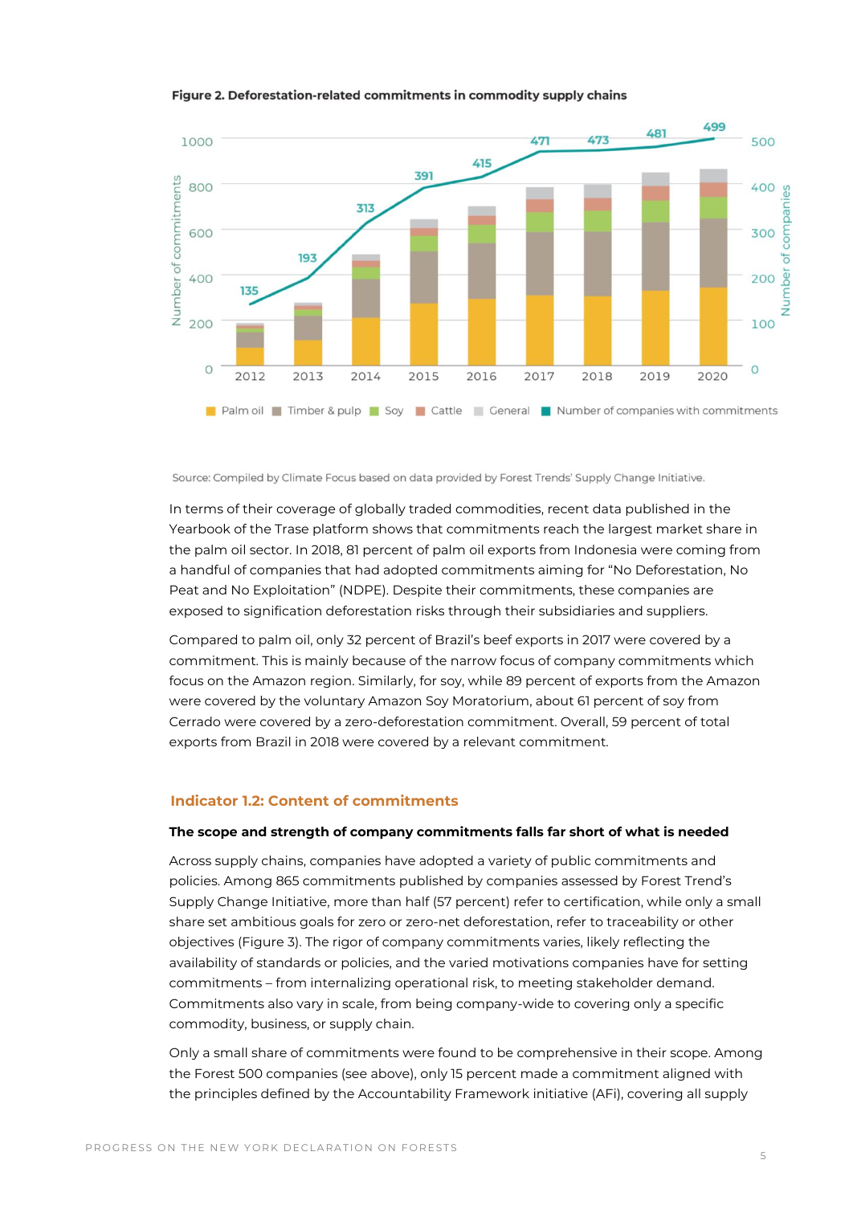**Figure 2. Deforestation-related commitments in commodity supply chains**

Source: Compiled by Climate Focus based on data provided by Forest Trends' Supply Change Initiative.

In terms of their coverage of globally traded commodities, recent data published in the Yearbook of the Trase platform shows that commitments reach the largest market share in the palm oil sector. In 2018, 81 percent of palm oil exports from Indonesia were coming from a handful of companies that had adopted commitments aiming for "No Deforestation, No Peat and No Exploitation" (NDPE). Despite their commitments, these companies are exposed to signification deforestation risks through their subsidiaries and suppliers.

Compared to palm oil, only 32 percent of Brazil's beef exports in 2017 were covered by a commitment. This is mainly because of the narrow focus of company commitments which focus on the Amazon region. Similarly, for soy, while 89 percent of exports from the Amazon were covered by the voluntary Amazon Soy Moratorium, about 61 percent of soy from Cerrado were covered by a zero-deforestation commitment. Overall, 59 percent of total exports from Brazil in 2018 were covered by a relevant commitment.

### Indicator 1.2: Content of commitments

**The scope and strength of company commitments falls far short of what is needed**

Across supply chains, companies have adopted a variety of public commitments and policies. Among 865 commitments published by companies assessed by Forest Trend's Supply Change Initiative, more than half (57 percent) refer to certification, while only a small share set ambitious goals for zero or zero-net deforestation, refer to traceability or other objectives (Figure 3). The rigor of company commitments varies, likely reflecting the availability of standards or policies, and the varied motivations companies have for setting commitments – from internalizing operational risk, to meeting stakeholder demand. Commitments also vary in scale, from being company-wide to covering only a specific commodity, business, or supply chain.

Only a small share of commitments were found to be comprehensive in their scope. Among the Forest 500 companies (see above), only 15 percent made a commitment aligned with the principles defined by the Accountability Framework initiative (AFi), covering all supply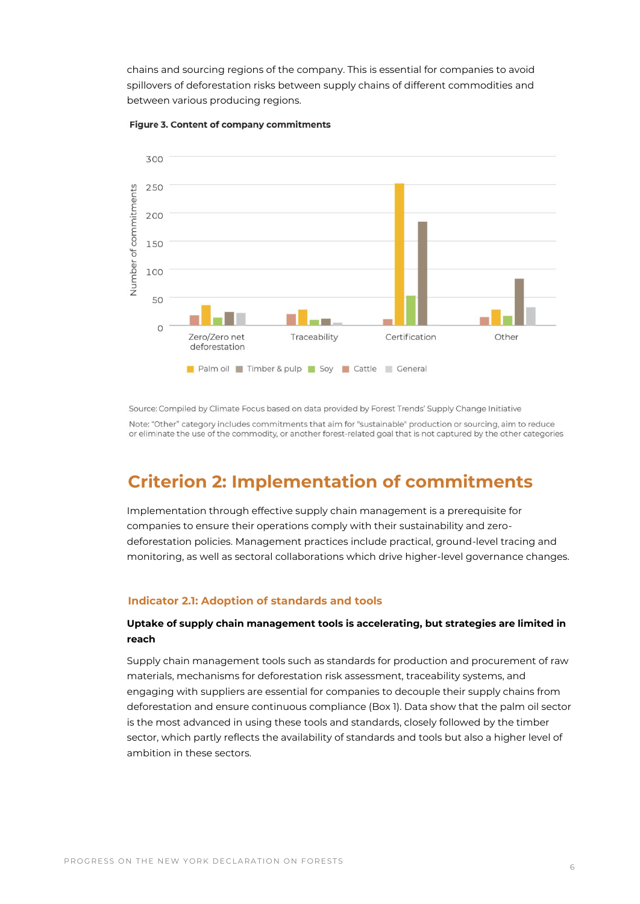chains and sourcing regions of the company. This is essential for companies to avoid spillovers of deforestation risks between supply chains of different commodities and between various producing regions.

**Figure 3. Content of company commitments**

Source: Compiled by Climate Focus based on data provided by Forest Trends' Supply Change Initiative

Note: "Other" category includes commitments that aim for "sustainable" production or sourcing, aim to reduce or eliminate the use of the commodity, or another forest-related goal that is not captured by the other categories

## Criterion 2: Implementation of commitments

Implementation through effective supply chain management is a prerequisite for companies to ensure their operations comply with their sustainability and zero-deforestation policies. Management practices include practical, ground-level tracing and monitoring, as well as sectoral collaborations which drive higher-level governance changes.

### Indicator 2.1: Adoption of standards and tools

**Uptake of supply chain management tools is accelerating, but strategies are limited in reach**

Supply chain management tools such as standards for production and procurement of raw materials, mechanisms for deforestation risk assessment, traceability systems, and engaging with suppliers are essential for companies to decouple their supply chains from deforestation and ensure continuous compliance (Box 1). Data show that the palm oil sector is the most advanced in using these tools and standards, closely followed by the timber sector, which partly reflects the availability of standards and tools but also a higher level of ambition in these sectors.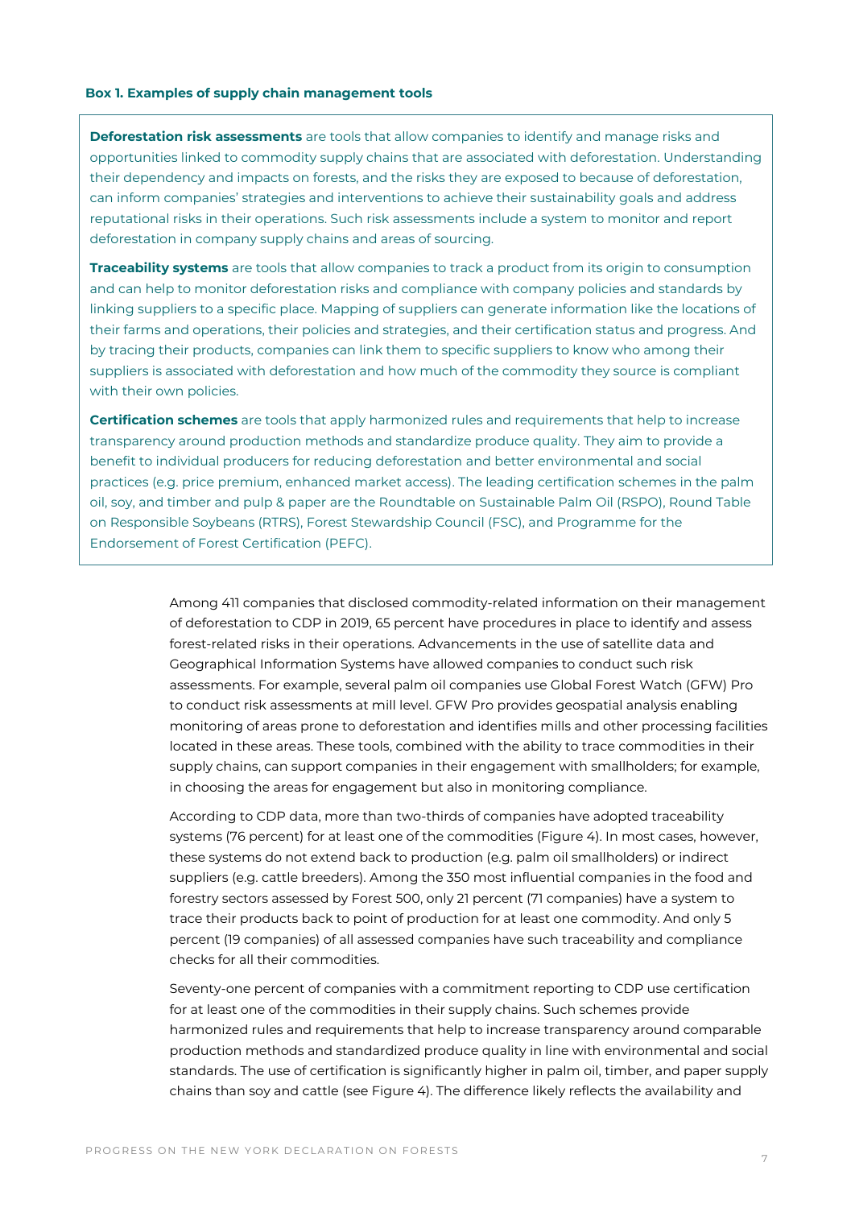**Box 1. Examples of supply chain management tools**

**Deforestation risk assessments** are tools that allow companies to identify and manage risks and opportunities linked to commodity supply chains that are associated with deforestation. Understanding their dependency and impacts on forests, and the risks they are exposed to because of deforestation, can inform companies' strategies and interventions to achieve their sustainability goals and address reputational risks in their operations. Such risk assessments include a system to monitor and report deforestation in company supply chains and areas of sourcing.

**Traceability systems** are tools that allow companies to track a product from its origin to consumption and can help to monitor deforestation risks and compliance with company policies and standards by linking suppliers to a specific place. Mapping of suppliers can generate information like the locations of their farms and operations, their policies and strategies, and their certification status and progress. And by tracing their products, companies can link them to specific suppliers to know who among their suppliers is associated with deforestation and how much of the commodity they source is compliant with their own policies.

**Certification schemes** are tools that apply harmonized rules and requirements that help to increase transparency around production methods and standardize produce quality. They aim to provide a benefit to individual producers for reducing deforestation and better environmental and social practices (e.g. price premium, enhanced market access). The leading certification schemes in the palm oil, soy, and timber and pulp & paper are the Roundtable on Sustainable Palm Oil (RSPO), Round Table on Responsible Soybeans (RTRS), Forest Stewardship Council (FSC), and Programme for the Endorsement of Forest Certification (PEFC).

Among 411 companies that disclosed commodity-related information on their management of deforestation to CDP in 2019, 65 percent have procedures in place to identify and assess forest-related risks in their operations. Advancements in the use of satellite data and Geographical Information Systems have allowed companies to conduct such risk assessments. For example, several palm oil companies use Global Forest Watch (GFW) Pro to conduct risk assessments at mill level. GFW Pro provides geospatial analysis enabling monitoring of areas prone to deforestation and identifies mills and other processing facilities located in these areas. These tools, combined with the ability to trace commodities in their supply chains, can support companies in their engagement with smallholders; for example, in choosing the areas for engagement but also in monitoring compliance.

According to CDP data, more than two-thirds of companies have adopted traceability systems (76 percent) for at least one of the commodities (Figure 4). In most cases, however, these systems do not extend back to production (e.g. palm oil smallholders) or indirect suppliers (e.g. cattle breeders). Among the 350 most influential companies in the food and forestry sectors assessed by Forest 500, only 21 percent (71 companies) have a system to trace their products back to point of production for at least one commodity. And only 5 percent (19 companies) of all assessed companies have such traceability and compliance checks for all their commodities.

Seventy-one percent of companies with a commitment reporting to CDP use certification for at least one of the commodities in their supply chains. Such schemes provide harmonized rules and requirements that help to increase transparency around comparable production methods and standardized produce quality in line with environmental and social standards. The use of certification is significantly higher in palm oil, timber, and paper supply chains than soy and cattle (see Figure 4). The difference likely reflects the availability and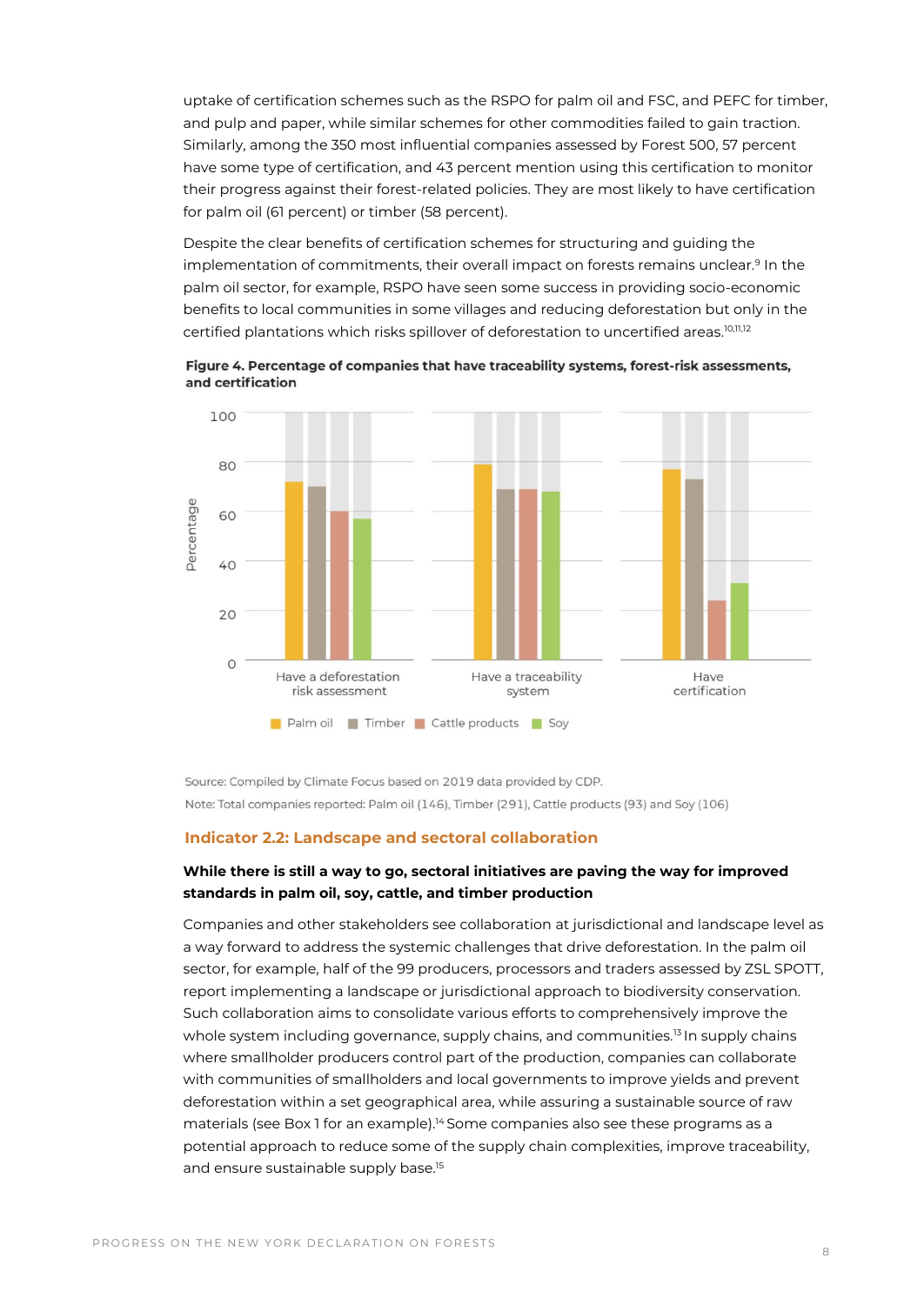uptake of certification schemes such as the RSPO for palm oil and FSC, and PEFC for timber, and pulp and paper, while similar schemes for other commodities failed to gain traction. Similarly, among the 350 most influential companies assessed by Forest 500, 57 percent have some type of certification, and 43 percent mention using this certification to monitor their progress against their forest-related policies. They are most likely to have certification for palm oil (61 percent) or timber (58 percent).

Despite the clear benefits of certification schemes for structuring and guiding the implementation of commitments, their overall impact on forests remains unclear.[9] In the palm oil sector, for example, RSPO have seen some success in providing socio-economic benefits to local communities in some villages and reducing deforestation but only in the certified plantations which risks spillover of deforestation to uncertified areas.[10,11,12]

**Figure 4. Percentage of companies that have traceability systems, forest-risk assessments, and certification**

Source: Compiled by Climate Focus based on 2019 data provided by CDP.

Note: Total companies reported: Palm oil (146), Timber (291), Cattle products (93) and Soy (106)

## Indicator 2.2: Landscape and sectoral collaboration

**While there is still a way to go, sectoral initiatives are paving the way for improved standards in palm oil, soy, cattle, and timber production**

Companies and other stakeholders see collaboration at jurisdictional and landscape level as a way forward to address the systemic challenges that drive deforestation. In the palm oil sector, for example, half of the 99 producers, processors and traders assessed by ZSL SPOTT, report implementing a landscape or jurisdictional approach to biodiversity conservation. Such collaboration aims to consolidate various efforts to comprehensively improve the whole system including governance, supply chains, and communities.[13] In supply chains where smallholder producers control part of the production, companies can collaborate with communities of smallholders and local governments to improve yields and prevent deforestation within a set geographical area, while assuring a sustainable source of raw materials (see Box 1 for an example).[14] Some companies also see these programs as a potential approach to reduce some of the supply chain complexities, improve traceability, and ensure sustainable supply base.[15]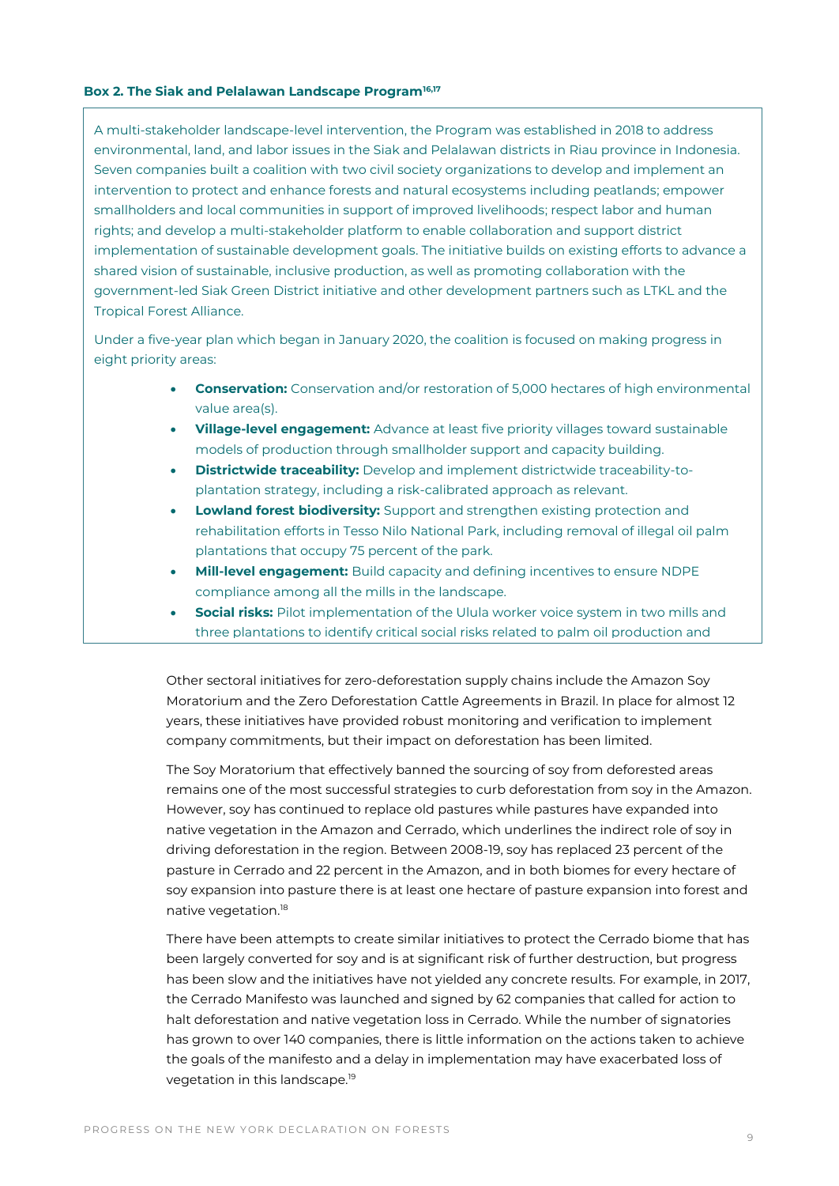**Box 2. The Siak and Pelalawan Landscape Program[16,17]**

A multi-stakeholder landscape-level intervention, the Program was established in 2018 to address environmental, land, and labor issues in the Siak and Pelalawan districts in Riau province in Indonesia. Seven companies built a coalition with two civil society organizations to develop and implement an intervention to protect and enhance forests and natural ecosystems including peatlands; empower smallholders and local communities in support of improved livelihoods; respect labor and human rights; and develop a multi-stakeholder platform to enable collaboration and support district implementation of sustainable development goals. The initiative builds on existing efforts to advance a shared vision of sustainable, inclusive production, as well as promoting collaboration with the government-led Siak Green District initiative and other development partners such as LTKL and the Tropical Forest Alliance.

Under a five-year plan which began in January 2020, the coalition is focused on making progress in eight priority areas:

- **Conservation:** Conservation and/or restoration of 5,000 hectares of high environmental value area(s).
- **Village-level engagement:** Advance at least five priority villages toward sustainable models of production through smallholder support and capacity building.
- **Districtwide traceability:** Develop and implement districtwide traceability-to-plantation strategy, including a risk-calibrated approach as relevant.
- **Lowland forest biodiversity:** Support and strengthen existing protection and rehabilitation efforts in Tesso Nilo National Park, including removal of illegal oil palm plantations that occupy 75 percent of the park.
- **Mill-level engagement:** Build capacity and defining incentives to ensure NDPE compliance among all the mills in the landscape.
- **Social risks:** Pilot implementation of the Ulula worker voice system in two mills and three plantations to identify critical social risks related to palm oil production and

Other sectoral initiatives for zero-deforestation supply chains include the Amazon Soy Moratorium and the Zero Deforestation Cattle Agreements in Brazil. In place for almost 12 years, these initiatives have provided robust monitoring and verification to implement company commitments, but their impact on deforestation has been limited.

The Soy Moratorium that effectively banned the sourcing of soy from deforested areas remains one of the most successful strategies to curb deforestation from soy in the Amazon. However, soy has continued to replace old pastures while pastures have expanded into native vegetation in the Amazon and Cerrado, which underlines the indirect role of soy in driving deforestation in the region. Between 2008-19, soy has replaced 23 percent of the pasture in Cerrado and 22 percent in the Amazon, and in both biomes for every hectare of soy expansion into pasture there is at least one hectare of pasture expansion into forest and native vegetation.[18]

There have been attempts to create similar initiatives to protect the Cerrado biome that has been largely converted for soy and is at significant risk of further destruction, but progress has been slow and the initiatives have not yielded any concrete results. For example, in 2017, the Cerrado Manifesto was launched and signed by 62 companies that called for action to halt deforestation and native vegetation loss in Cerrado. While the number of signatories has grown to over 140 companies, there is little information on the actions taken to achieve the goals of the manifesto and a delay in implementation may have exacerbated loss of vegetation in this landscape.[19]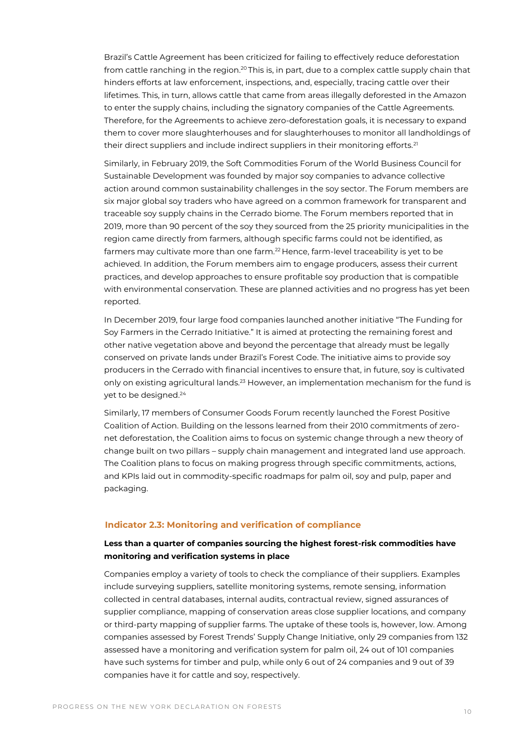Brazil's Cattle Agreement has been criticized for failing to effectively reduce deforestation from cattle ranching in the region.[20] This is, in part, due to a complex cattle supply chain that hinders efforts at law enforcement, inspections, and, especially, tracing cattle over their lifetimes. This, in turn, allows cattle that came from areas illegally deforested in the Amazon to enter the supply chains, including the signatory companies of the Cattle Agreements. Therefore, for the Agreements to achieve zero-deforestation goals, it is necessary to expand them to cover more slaughterhouses and for slaughterhouses to monitor all landholdings of their direct suppliers and include indirect suppliers in their monitoring efforts.[21]

Similarly, in February 2019, the Soft Commodities Forum of the World Business Council for Sustainable Development was founded by major soy companies to advance collective action around common sustainability challenges in the soy sector. The Forum members are six major global soy traders who have agreed on a common framework for transparent and traceable soy supply chains in the Cerrado biome. The Forum members reported that in 2019, more than 90 percent of the soy they sourced from the 25 priority municipalities in the region came directly from farmers, although specific farms could not be identified, as farmers may cultivate more than one farm.[22] Hence, farm-level traceability is yet to be achieved. In addition, the Forum members aim to engage producers, assess their current practices, and develop approaches to ensure profitable soy production that is compatible with environmental conservation. These are planned activities and no progress has yet been reported.

In December 2019, four large food companies launched another initiative "The Funding for Soy Farmers in the Cerrado Initiative." It is aimed at protecting the remaining forest and other native vegetation above and beyond the percentage that already must be legally conserved on private lands under Brazil's Forest Code. The initiative aims to provide soy producers in the Cerrado with financial incentives to ensure that, in future, soy is cultivated only on existing agricultural lands.[23] However, an implementation mechanism for the fund is yet to be designed.[24]

Similarly, 17 members of Consumer Goods Forum recently launched the Forest Positive Coalition of Action. Building on the lessons learned from their 2010 commitments of zero-net deforestation, the Coalition aims to focus on systemic change through a new theory of change built on two pillars – supply chain management and integrated land use approach. The Coalition plans to focus on making progress through specific commitments, actions, and KPIs laid out in commodity-specific roadmaps for palm oil, soy and pulp, paper and packaging.

### Indicator 2.3: Monitoring and verification of compliance

**Less than a quarter of companies sourcing the highest forest-risk commodities have monitoring and verification systems in place**

Companies employ a variety of tools to check the compliance of their suppliers. Examples include surveying suppliers, satellite monitoring systems, remote sensing, information collected in central databases, internal audits, contractual review, signed assurances of supplier compliance, mapping of conservation areas close supplier locations, and company or third-party mapping of supplier farms. The uptake of these tools is, however, low. Among companies assessed by Forest Trends' Supply Change Initiative, only 29 companies from 132 assessed have a monitoring and verification system for palm oil, 24 out of 101 companies have such systems for timber and pulp, while only 6 out of 24 companies and 9 out of 39 companies have it for cattle and soy, respectively.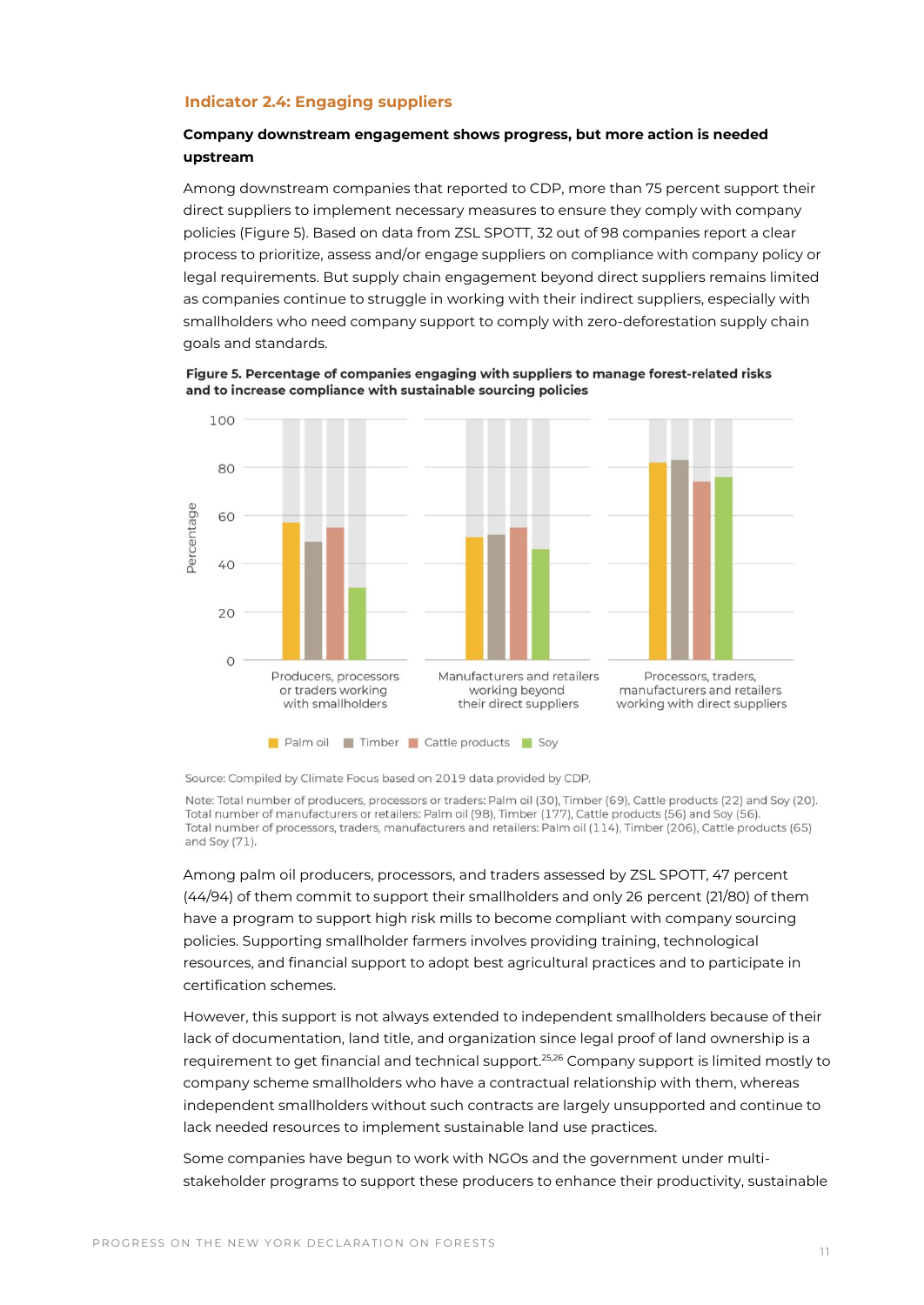### Indicator 2.4: Engaging suppliers

**Company downstream engagement shows progress, but more action is needed upstream**

Among downstream companies that reported to CDP, more than 75 percent support their direct suppliers to implement necessary measures to ensure they comply with company policies (Figure 5). Based on data from ZSL SPOTT, 32 out of 98 companies report a clear process to prioritize, assess and/or engage suppliers on compliance with company policy or legal requirements. But supply chain engagement beyond direct suppliers remains limited as companies continue to struggle in working with their indirect suppliers, especially with smallholders who need company support to comply with zero-deforestation supply chain goals and standards.

**Figure 5. Percentage of companies engaging with suppliers to manage forest-related risks and to increase compliance with sustainable sourcing policies**

Source: Compiled by Climate Focus based on 2019 data provided by CDP.

Note: Total number of producers, processors or traders: Palm oil (30), Timber (69), Cattle products (22) and Soy (20). Total number of manufacturers or retailers: Palm oil (98), Timber (177), Cattle products (56) and Soy (56). Total number of processors, traders, manufacturers and retailers: Palm oil (114), Timber (206), Cattle products (65) and Soy (71).

Among palm oil producers, processors, and traders assessed by ZSL SPOTT, 47 percent (44/94) of them commit to support their smallholders and only 26 percent (21/80) of them have a program to support high risk mills to become compliant with company sourcing policies. Supporting smallholder farmers involves providing training, technological resources, and financial support to adopt best agricultural practices and to participate in certification schemes.

However, this support is not always extended to independent smallholders because of their lack of documentation, land title, and organization since legal proof of land ownership is a requirement to get financial and technical support.[25,26] Company support is limited mostly to company scheme smallholders who have a contractual relationship with them, whereas independent smallholders without such contracts are largely unsupported and continue to lack needed resources to implement sustainable land use practices.

Some companies have begun to work with NGOs and the government under multi-stakeholder programs to support these producers to enhance their productivity, sustainable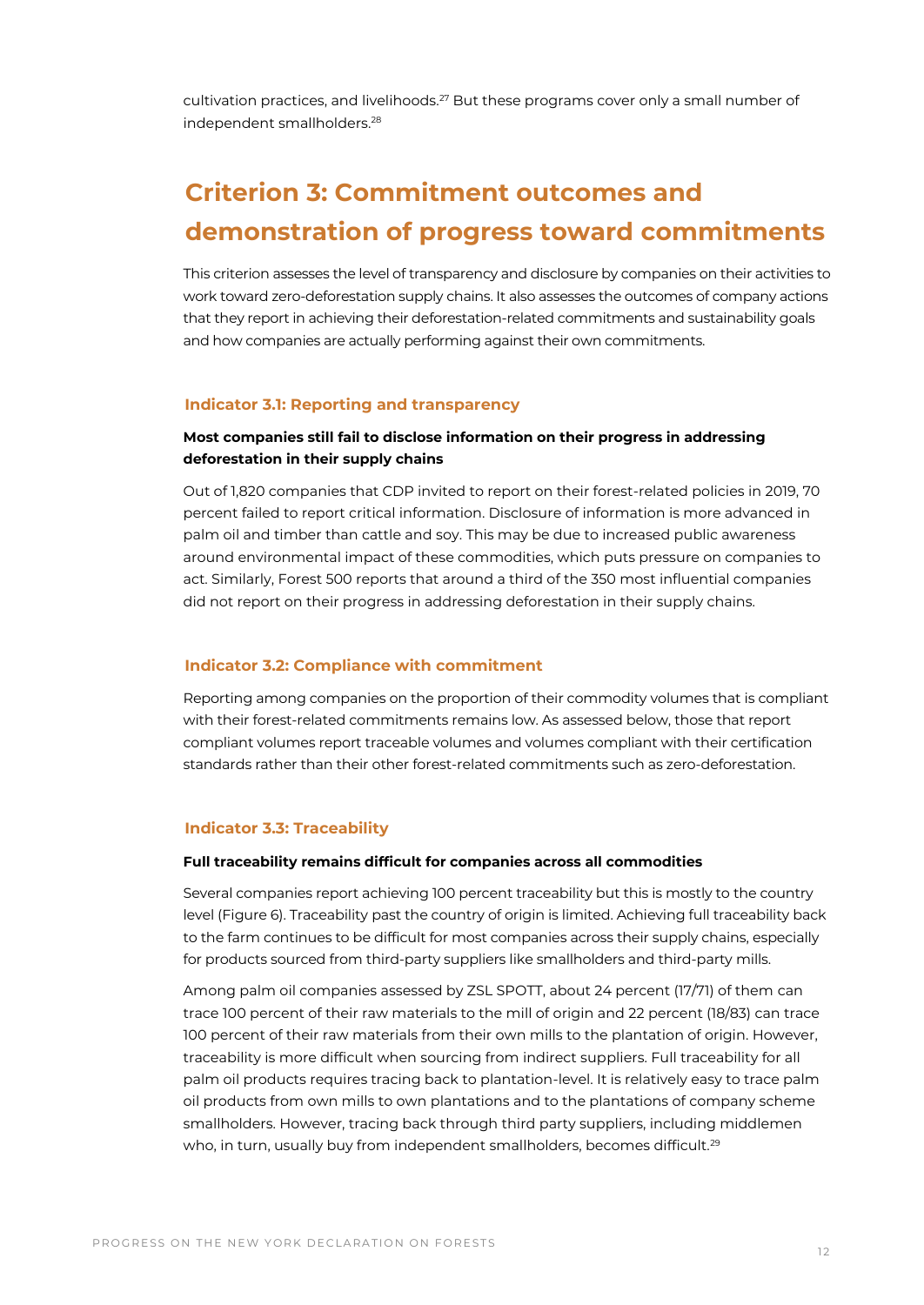cultivation practices, and livelihoods.[27] But these programs cover only a small number of independent smallholders.[28]

## Criterion 3: Commitment outcomes and demonstration of progress toward commitments

This criterion assesses the level of transparency and disclosure by companies on their activities to work toward zero-deforestation supply chains. It also assesses the outcomes of company actions that they report in achieving their deforestation-related commitments and sustainability goals and how companies are actually performing against their own commitments.

### Indicator 3.1: Reporting and transparency

**Most companies still fail to disclose information on their progress in addressing deforestation in their supply chains**

Out of 1,820 companies that CDP invited to report on their forest-related policies in 2019, 70 percent failed to report critical information. Disclosure of information is more advanced in palm oil and timber than cattle and soy. This may be due to increased public awareness around environmental impact of these commodities, which puts pressure on companies to act. Similarly, Forest 500 reports that around a third of the 350 most influential companies did not report on their progress in addressing deforestation in their supply chains.

### Indicator 3.2: Compliance with commitment

Reporting among companies on the proportion of their commodity volumes that is compliant with their forest-related commitments remains low. As assessed below, those that report compliant volumes report traceable volumes and volumes compliant with their certification standards rather than their other forest-related commitments such as zero-deforestation.

### Indicator 3.3: Traceability

**Full traceability remains difficult for companies across all commodities**

Several companies report achieving 100 percent traceability but this is mostly to the country level (Figure 6). Traceability past the country of origin is limited. Achieving full traceability back to the farm continues to be difficult for most companies across their supply chains, especially for products sourced from third-party suppliers like smallholders and third-party mills.

Among palm oil companies assessed by ZSL SPOTT, about 24 percent (17/71) of them can trace 100 percent of their raw materials to the mill of origin and 22 percent (18/83) can trace 100 percent of their raw materials from their own mills to the plantation of origin. However, traceability is more difficult when sourcing from indirect suppliers. Full traceability for all palm oil products requires tracing back to plantation-level. It is relatively easy to trace palm oil products from own mills to own plantations and to the plantations of company scheme smallholders. However, tracing back through third party suppliers, including middlemen who, in turn, usually buy from independent smallholders, becomes difficult.[29]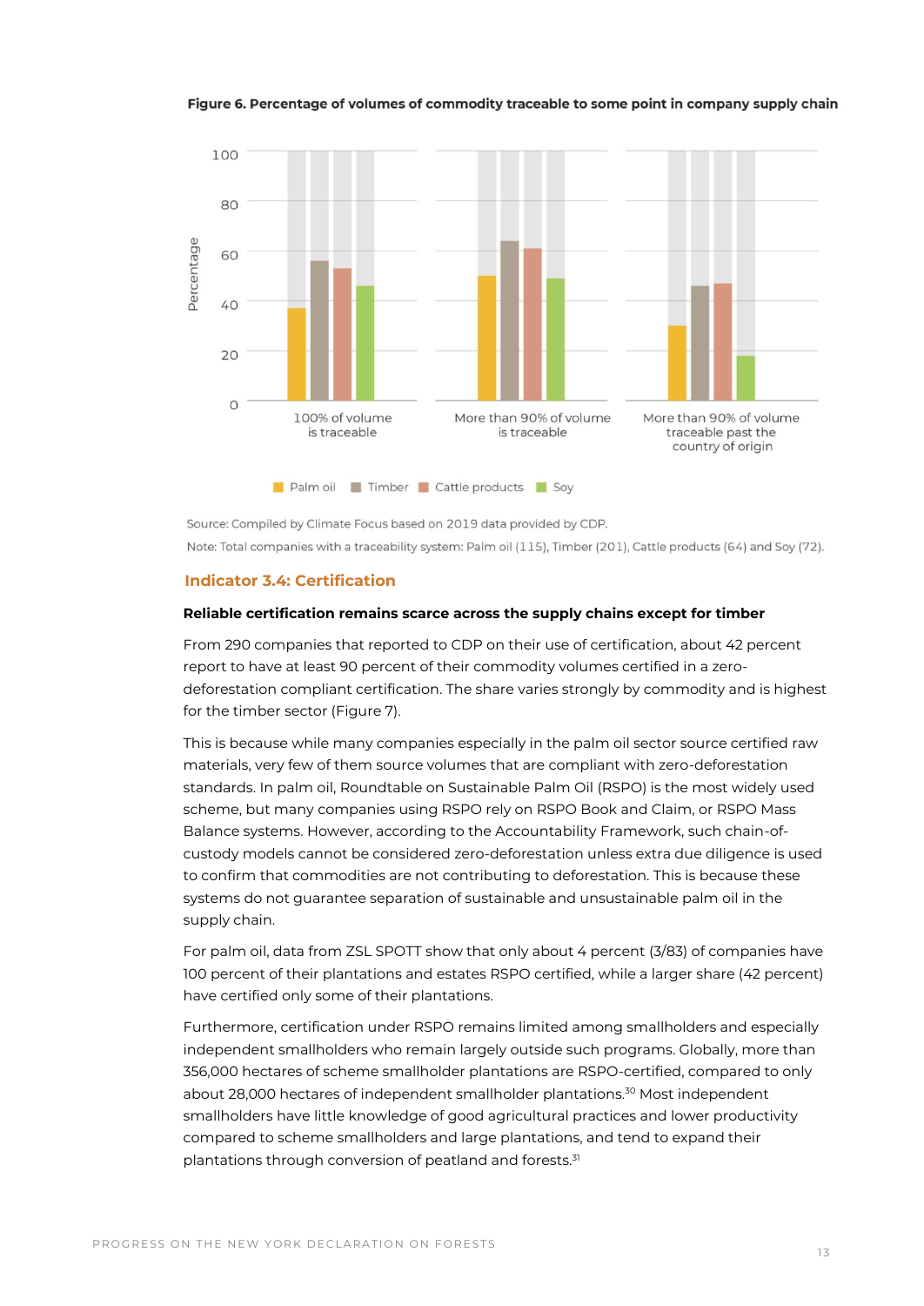**Figure 6. Percentage of volumes of commodity traceable to some point in company supply chain**

Source: Compiled by Climate Focus based on 2019 data provided by CDP.

Note: Total companies with a traceability system: Palm oil (115), Timber (201), Cattle products (64) and Soy (72).

## Indicator 3.4: Certification

**Reliable certification remains scarce across the supply chains except for timber**

From 290 companies that reported to CDP on their use of certification, about 42 percent report to have at least 90 percent of their commodity volumes certified in a zero-deforestation compliant certification. The share varies strongly by commodity and is highest for the timber sector (Figure 7).

This is because while many companies especially in the palm oil sector source certified raw materials, very few of them source volumes that are compliant with zero-deforestation standards. In palm oil, Roundtable on Sustainable Palm Oil (RSPO) is the most widely used scheme, but many companies using RSPO rely on RSPO Book and Claim, or RSPO Mass Balance systems. However, according to the Accountability Framework, such chain-of-custody models cannot be considered zero-deforestation unless extra due diligence is used to confirm that commodities are not contributing to deforestation. This is because these systems do not guarantee separation of sustainable and unsustainable palm oil in the supply chain.

For palm oil, data from ZSL SPOTT show that only about 4 percent (3/83) of companies have 100 percent of their plantations and estates RSPO certified, while a larger share (42 percent) have certified only some of their plantations.

Furthermore, certification under RSPO remains limited among smallholders and especially independent smallholders who remain largely outside such programs. Globally, more than 356,000 hectares of scheme smallholder plantations are RSPO-certified, compared to only about 28,000 hectares of independent smallholder plantations.[30] Most independent smallholders have little knowledge of good agricultural practices and lower productivity compared to scheme smallholders and large plantations, and tend to expand their plantations through conversion of peatland and forests.[31]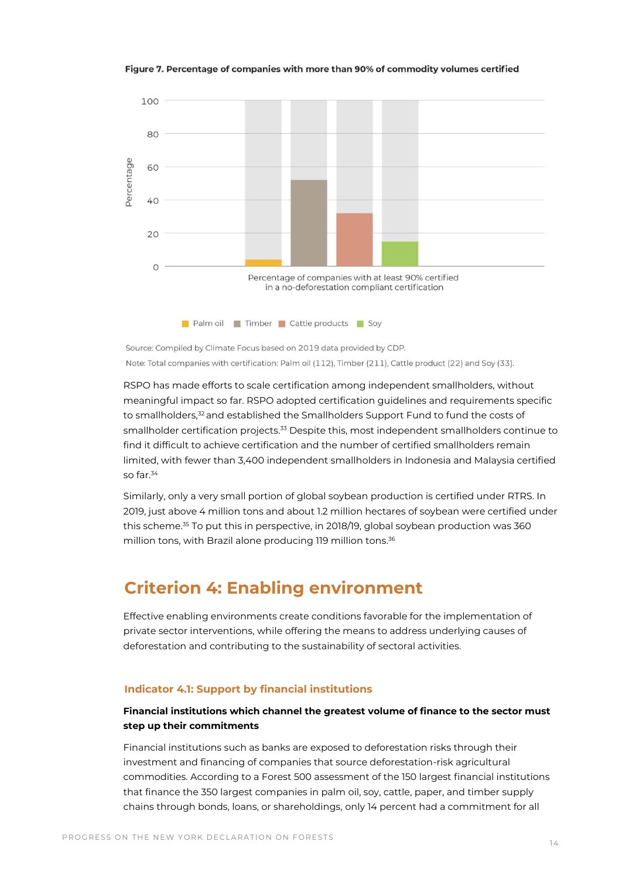**Figure 7. Percentage of companies with more than 90% of commodity volumes certified**

Source: Compiled by Climate Focus based on 2019 data provided by CDP.

Note: Total companies with certification: Palm oil (112), Timber (211), Cattle product (22) and Soy (33).

RSPO has made efforts to scale certification among independent smallholders, without meaningful impact so far. RSPO adopted certification guidelines and requirements specific to smallholders,[32] and established the Smallholders Support Fund to fund the costs of smallholder certification projects.[33] Despite this, most independent smallholders continue to find it difficult to achieve certification and the number of certified smallholders remain limited, with fewer than 3,400 independent smallholders in Indonesia and Malaysia certified so far.[34]

Similarly, only a very small portion of global soybean production is certified under RTRS. In 2019, just above 4 million tons and about 1.2 million hectares of soybean were certified under this scheme.[35] To put this in perspective, in 2018/19, global soybean production was 360 million tons, with Brazil alone producing 119 million tons.[36]

## Criterion 4: Enabling environment

Effective enabling environments create conditions favorable for the implementation of private sector interventions, while offering the means to address underlying causes of deforestation and contributing to the sustainability of sectoral activities.

### Indicator 4.1: Support by financial institutions

**Financial institutions which channel the greatest volume of finance to the sector must step up their commitments**

Financial institutions such as banks are exposed to deforestation risks through their investment and financing of companies that source deforestation-risk agricultural commodities. According to a Forest 500 assessment of the 150 largest financial institutions that finance the 350 largest companies in palm oil, soy, cattle, paper, and timber supply chains through bonds, loans, or shareholdings, only 14 percent had a commitment for all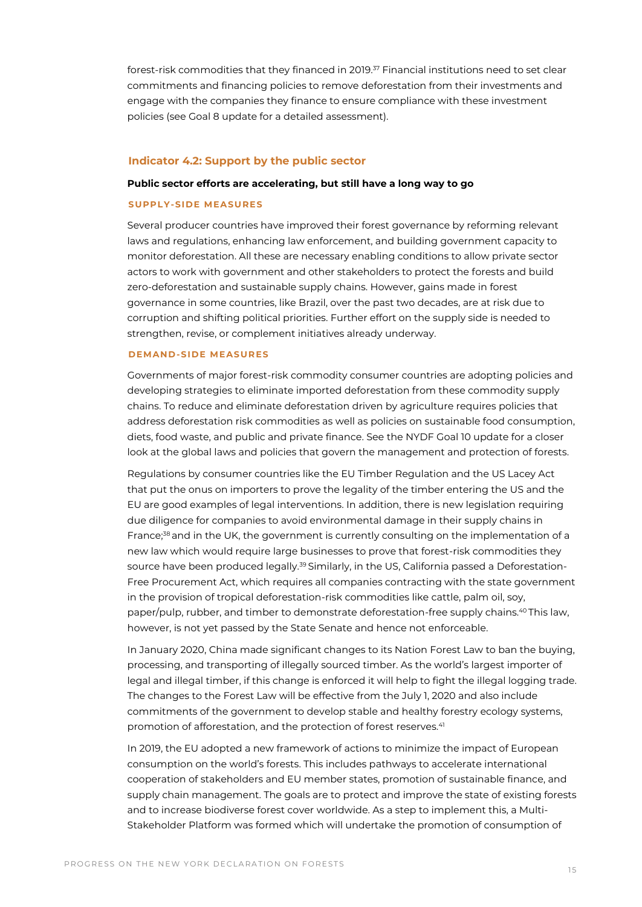forest-risk commodities that they financed in 2019.[37] Financial institutions need to set clear commitments and financing policies to remove deforestation from their investments and engage with the companies they finance to ensure compliance with these investment policies (see Goal 8 update for a detailed assessment).

### Indicator 4.2: Support by the public sector

**Public sector efforts are accelerating, but still have a long way to go**

#### SUPPLY-SIDE MEASURES

Several producer countries have improved their forest governance by reforming relevant laws and regulations, enhancing law enforcement, and building government capacity to monitor deforestation. All these are necessary enabling conditions to allow private sector actors to work with government and other stakeholders to protect the forests and build zero-deforestation and sustainable supply chains. However, gains made in forest governance in some countries, like Brazil, over the past two decades, are at risk due to corruption and shifting political priorities. Further effort on the supply side is needed to strengthen, revise, or complement initiatives already underway.

#### DEMAND-SIDE MEASURES

Governments of major forest-risk commodity consumer countries are adopting policies and developing strategies to eliminate imported deforestation from these commodity supply chains. To reduce and eliminate deforestation driven by agriculture requires policies that address deforestation risk commodities as well as policies on sustainable food consumption, diets, food waste, and public and private finance. See the NYDF Goal 10 update for a closer look at the global laws and policies that govern the management and protection of forests.

Regulations by consumer countries like the EU Timber Regulation and the US Lacey Act that put the onus on importers to prove the legality of the timber entering the US and the EU are good examples of legal interventions. In addition, there is new legislation requiring due diligence for companies to avoid environmental damage in their supply chains in France;[38] and in the UK, the government is currently consulting on the implementation of a new law which would require large businesses to prove that forest-risk commodities they source have been produced legally.[39] Similarly, in the US, California passed a Deforestation-Free Procurement Act, which requires all companies contracting with the state government in the provision of tropical deforestation-risk commodities like cattle, palm oil, soy, paper/pulp, rubber, and timber to demonstrate deforestation-free supply chains.[40] This law, however, is not yet passed by the State Senate and hence not enforceable.

In January 2020, China made significant changes to its Nation Forest Law to ban the buying, processing, and transporting of illegally sourced timber. As the world's largest importer of legal and illegal timber, if this change is enforced it will help to fight the illegal logging trade. The changes to the Forest Law will be effective from the July 1, 2020 and also include commitments of the government to develop stable and healthy forestry ecology systems, promotion of afforestation, and the protection of forest reserves.[41]

In 2019, the EU adopted a new framework of actions to minimize the impact of European consumption on the world's forests. This includes pathways to accelerate international cooperation of stakeholders and EU member states, promotion of sustainable finance, and supply chain management. The goals are to protect and improve the state of existing forests and to increase biodiverse forest cover worldwide. As a step to implement this, a Multi-Stakeholder Platform was formed which will undertake the promotion of consumption of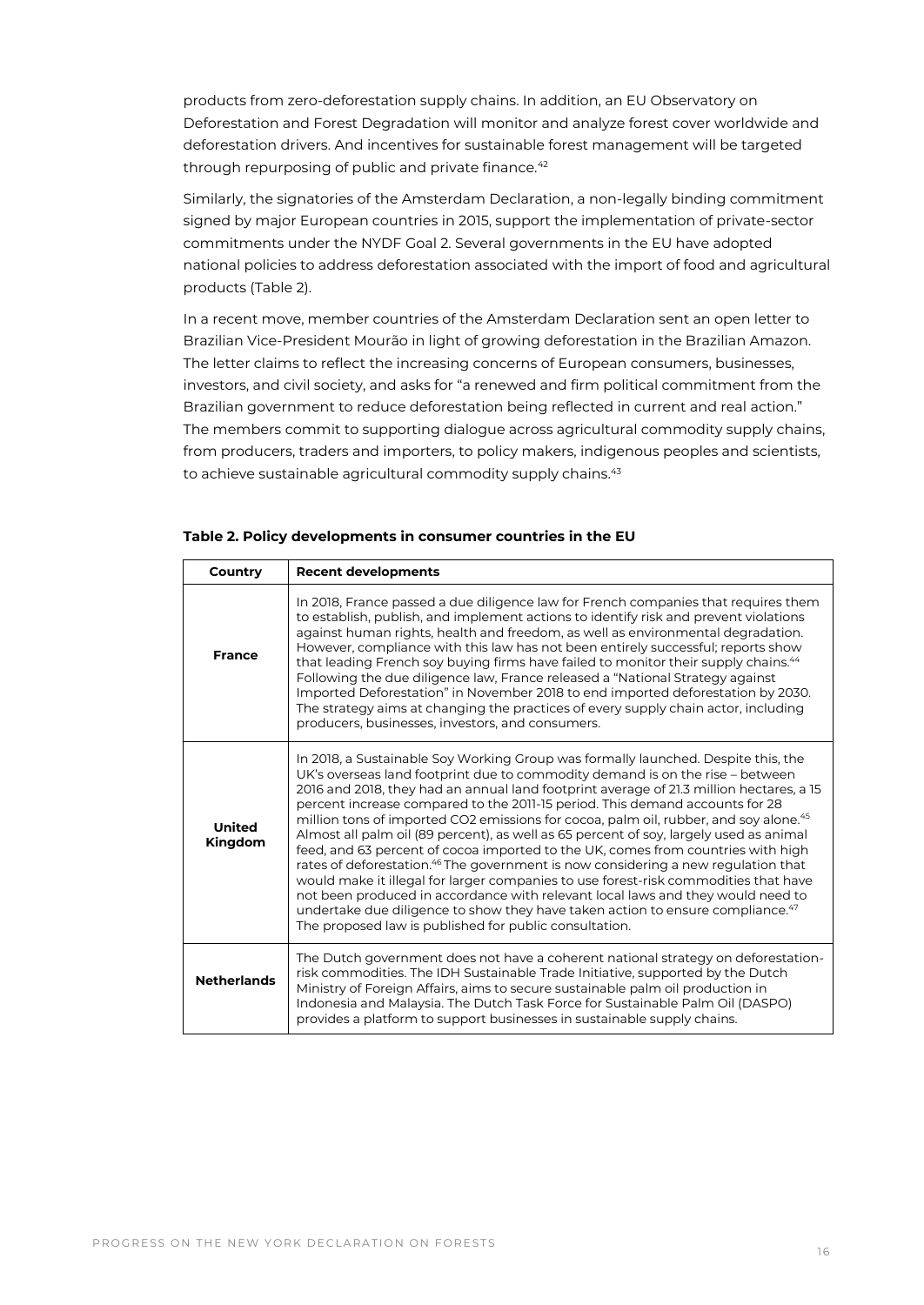products from zero-deforestation supply chains. In addition, an EU Observatory on Deforestation and Forest Degradation will monitor and analyze forest cover worldwide and deforestation drivers. And incentives for sustainable forest management will be targeted through repurposing of public and private finance.[42]

Similarly, the signatories of the Amsterdam Declaration, a non-legally binding commitment signed by major European countries in 2015, support the implementation of private-sector commitments under the NYDF Goal 2. Several governments in the EU have adopted national policies to address deforestation associated with the import of food and agricultural products (Table 2).

In a recent move, member countries of the Amsterdam Declaration sent an open letter to Brazilian Vice-President Mourão in light of growing deforestation in the Brazilian Amazon. The letter claims to reflect the increasing concerns of European consumers, businesses, investors, and civil society, and asks for "a renewed and firm political commitment from the Brazilian government to reduce deforestation being reflected in current and real action." The members commit to supporting dialogue across agricultural commodity supply chains, from producers, traders and importers, to policy makers, indigenous peoples and scientists, to achieve sustainable agricultural commodity supply chains.[43]

**Table 2. Policy developments in consumer countries in the EU**

| Country | Recent developments |
|---|---|
| **France** | In 2018, France passed a due diligence law for French companies that requires them to establish, publish, and implement actions to identify risk and prevent violations against human rights, health and freedom, as well as environmental degradation. However, compliance with this law has not been entirely successful; reports show that leading French soy buying firms have failed to monitor their supply chains.[44] Following the due diligence law, France released a "National Strategy against Imported Deforestation" in November 2018 to end imported deforestation by 2030. The strategy aims at changing the practices of every supply chain actor, including producers, businesses, investors, and consumers. |
| **United Kingdom** | In 2018, a Sustainable Soy Working Group was formally launched. Despite this, the UK's overseas land footprint due to commodity demand is on the rise – between 2016 and 2018, they had an annual land footprint average of 21.3 million hectares, a 15 percent increase compared to the 2011-15 period. This demand accounts for 28 million tons of imported $CO_2$ emissions for cocoa, palm oil, rubber, and soy alone.[45] Almost all palm oil (89 percent), as well as 65 percent of soy, largely used as animal feed, and 63 percent of cocoa imported to the UK, comes from countries with high rates of deforestation.[46] The government is now considering a new regulation that would make it illegal for larger companies to use forest-risk commodities that have not been produced in accordance with relevant local laws and they would need to undertake due diligence to show they have taken action to ensure compliance.[47] The proposed law is published for public consultation. |
| **Netherlands** | The Dutch government does not have a coherent national strategy on deforestation-risk commodities. The IDH Sustainable Trade Initiative, supported by the Dutch Ministry of Foreign Affairs, aims to secure sustainable palm oil production in Indonesia and Malaysia. The Dutch Task Force for Sustainable Palm Oil (DASPO) provides a platform to support businesses in sustainable supply chains. |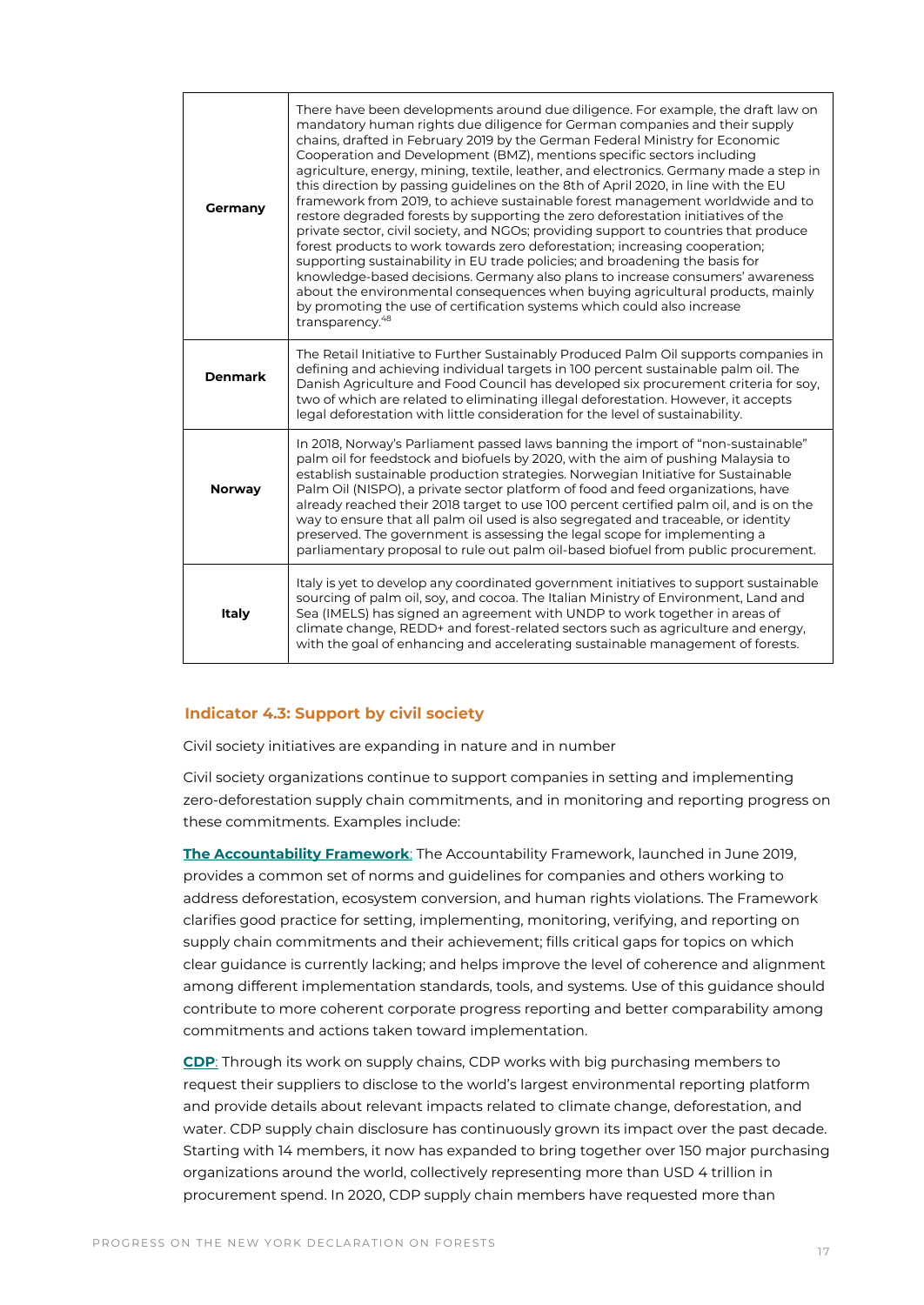| | |
|---|---|
| **Germany** | There have been developments around due diligence. For example, the draft law on mandatory human rights due diligence for German companies and their supply chains, drafted in February 2019 by the German Federal Ministry for Economic Cooperation and Development (BMZ), mentions specific sectors including agriculture, energy, mining, textile, leather, and electronics. Germany made a step in this direction by passing guidelines on the 8th of April 2020, in line with the EU framework from 2019, to achieve sustainable forest management worldwide and to restore degraded forests by supporting the zero deforestation initiatives of the private sector, civil society, and NGOs; providing support to countries that produce forest products to work towards zero deforestation; increasing cooperation; supporting sustainability in EU trade policies; and broadening the basis for knowledge-based decisions. Germany also plans to increase consumers' awareness about the environmental consequences when buying agricultural products, mainly by promoting the use of certification systems which could also increase transparency.[48] |
| **Denmark** | The Retail Initiative to Further Sustainably Produced Palm Oil supports companies in defining and achieving individual targets in 100 percent sustainable palm oil. The Danish Agriculture and Food Council has developed six procurement criteria for soy, two of which are related to eliminating illegal deforestation. However, it accepts legal deforestation with little consideration for the level of sustainability. |
| **Norway** | In 2018, Norway's Parliament passed laws banning the import of "non-sustainable" palm oil for feedstock and biofuels by 2020, with the aim of pushing Malaysia to establish sustainable production strategies. Norwegian Initiative for Sustainable Palm Oil (NISPO), a private sector platform of food and feed organizations, have already reached their 2018 target to use 100 percent certified palm oil, and is on the way to ensure that all palm oil used is also segregated and traceable, or identity preserved. The government is assessing the legal scope for implementing a parliamentary proposal to rule out palm oil-based biofuel from public procurement. |
| **Italy** | Italy is yet to develop any coordinated government initiatives to support sustainable sourcing of palm oil, soy, and cocoa. The Italian Ministry of Environment, Land and Sea (IMELS) has signed an agreement with UNDP to work together in areas of climate change, REDD+ and forest-related sectors such as agriculture and energy, with the goal of enhancing and accelerating sustainable management of forests. |

### Indicator 4.3: Support by civil society

Civil society initiatives are expanding in nature and in number

Civil society organizations continue to support companies in setting and implementing zero-deforestation supply chain commitments, and in monitoring and reporting progress on these commitments. Examples include:

**The Accountability Framework**: The Accountability Framework, launched in June 2019, provides a common set of norms and guidelines for companies and others working to address deforestation, ecosystem conversion, and human rights violations. The Framework clarifies good practice for setting, implementing, monitoring, verifying, and reporting on supply chain commitments and their achievement; fills critical gaps for topics on which clear guidance is currently lacking; and helps improve the level of coherence and alignment among different implementation standards, tools, and systems. Use of this guidance should contribute to more coherent corporate progress reporting and better comparability among commitments and actions taken toward implementation.

**CDP**: Through its work on supply chains, CDP works with big purchasing members to request their suppliers to disclose to the world's largest environmental reporting platform and provide details about relevant impacts related to climate change, deforestation, and water. CDP supply chain disclosure has continuously grown its impact over the past decade. Starting with 14 members, it now has expanded to bring together over 150 major purchasing organizations around the world, collectively representing more than USD 4 trillion in procurement spend. In 2020, CDP supply chain members have requested more than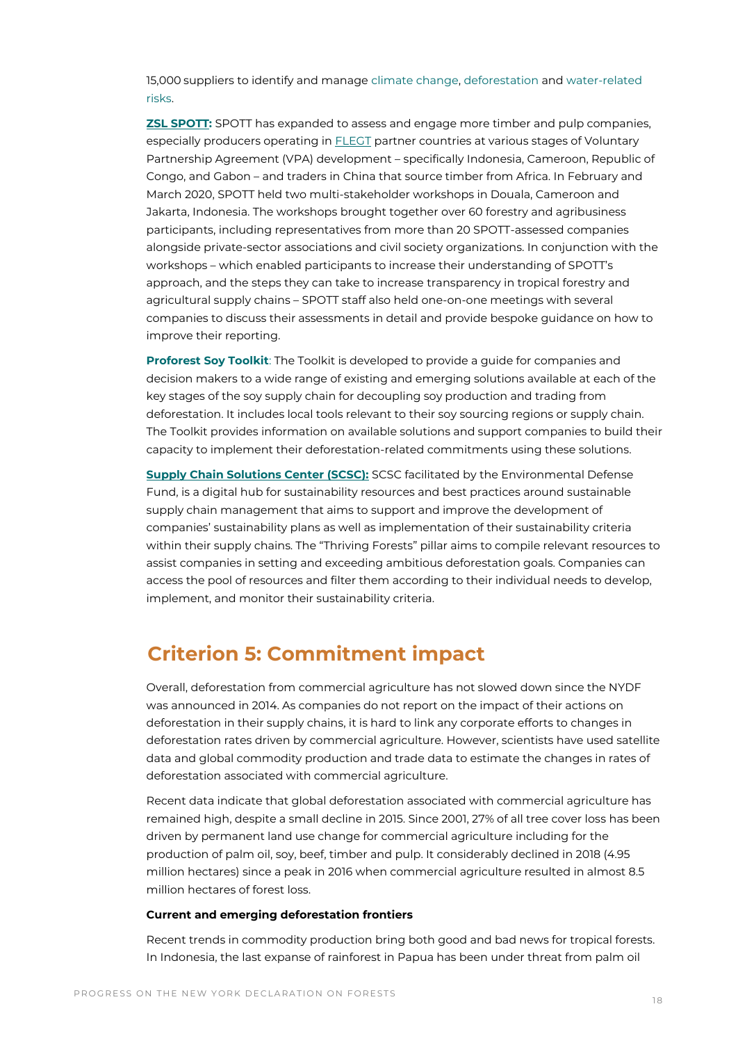15,000 suppliers to identify and manage climate change, deforestation and water-related risks.

**ZSL SPOTT:** SPOTT has expanded to assess and engage more timber and pulp companies, especially producers operating in FLEGT partner countries at various stages of Voluntary Partnership Agreement (VPA) development – specifically Indonesia, Cameroon, Republic of Congo, and Gabon – and traders in China that source timber from Africa. In February and March 2020, SPOTT held two multi-stakeholder workshops in Douala, Cameroon and Jakarta, Indonesia. The workshops brought together over 60 forestry and agribusiness participants, including representatives from more than 20 SPOTT-assessed companies alongside private-sector associations and civil society organizations. In conjunction with the workshops – which enabled participants to increase their understanding of SPOTT's approach, and the steps they can take to increase transparency in tropical forestry and agricultural supply chains – SPOTT staff also held one-on-one meetings with several companies to discuss their assessments in detail and provide bespoke guidance on how to improve their reporting.

**Proforest Soy Toolkit**: The Toolkit is developed to provide a guide for companies and decision makers to a wide range of existing and emerging solutions available at each of the key stages of the soy supply chain for decoupling soy production and trading from deforestation. It includes local tools relevant to their soy sourcing regions or supply chain. The Toolkit provides information on available solutions and support companies to build their capacity to implement their deforestation-related commitments using these solutions.

**Supply Chain Solutions Center (SCSC):** SCSC facilitated by the Environmental Defense Fund, is a digital hub for sustainability resources and best practices around sustainable supply chain management that aims to support and improve the development of companies' sustainability plans as well as implementation of their sustainability criteria within their supply chains. The "Thriving Forests" pillar aims to compile relevant resources to assist companies in setting and exceeding ambitious deforestation goals. Companies can access the pool of resources and filter them according to their individual needs to develop, implement, and monitor their sustainability criteria.

## Criterion 5: Commitment impact

Overall, deforestation from commercial agriculture has not slowed down since the NYDF was announced in 2014. As companies do not report on the impact of their actions on deforestation in their supply chains, it is hard to link any corporate efforts to changes in deforestation rates driven by commercial agriculture. However, scientists have used satellite data and global commodity production and trade data to estimate the changes in rates of deforestation associated with commercial agriculture.

Recent data indicate that global deforestation associated with commercial agriculture has remained high, despite a small decline in 2015. Since 2001, 27% of all tree cover loss has been driven by permanent land use change for commercial agriculture including for the production of palm oil, soy, beef, timber and pulp. It considerably declined in 2018 (4.95 million hectares) since a peak in 2016 when commercial agriculture resulted in almost 8.5 million hectares of forest loss.

#### Current and emerging deforestation frontiers

Recent trends in commodity production bring both good and bad news for tropical forests. In Indonesia, the last expanse of rainforest in Papua has been under threat from palm oil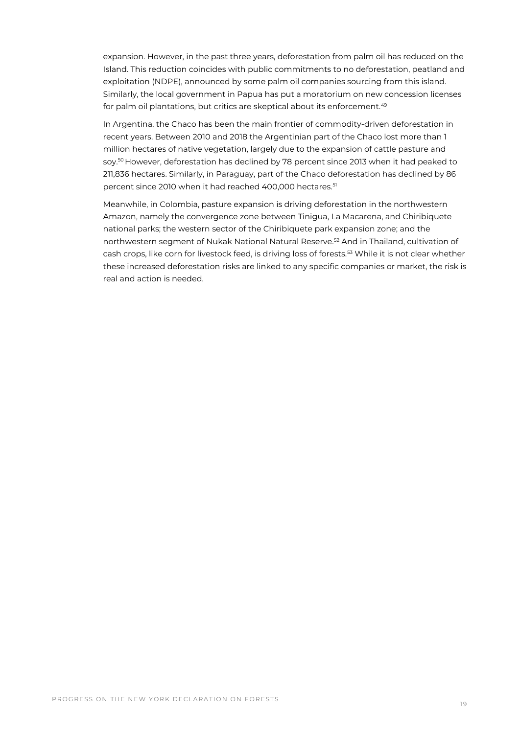expansion. However, in the past three years, deforestation from palm oil has reduced on the Island. This reduction coincides with public commitments to no deforestation, peatland and exploitation (NDPE), announced by some palm oil companies sourcing from this island. Similarly, the local government in Papua has put a moratorium on new concession licenses for palm oil plantations, but critics are skeptical about its enforcement.[49]

In Argentina, the Chaco has been the main frontier of commodity-driven deforestation in recent years. Between 2010 and 2018 the Argentinian part of the Chaco lost more than 1 million hectares of native vegetation, largely due to the expansion of cattle pasture and soy.[50] However, deforestation has declined by 78 percent since 2013 when it had peaked to 211,836 hectares. Similarly, in Paraguay, part of the Chaco deforestation has declined by 86 percent since 2010 when it had reached 400,000 hectares.[51]

Meanwhile, in Colombia, pasture expansion is driving deforestation in the northwestern Amazon, namely the convergence zone between Tinigua, La Macarena, and Chiribiquete national parks; the western sector of the Chiribiquete park expansion zone; and the northwestern segment of Nukak National Natural Reserve.[52] And in Thailand, cultivation of cash crops, like corn for livestock feed, is driving loss of forests.[53] While it is not clear whether these increased deforestation risks are linked to any specific companies or market, the risk is real and action is needed.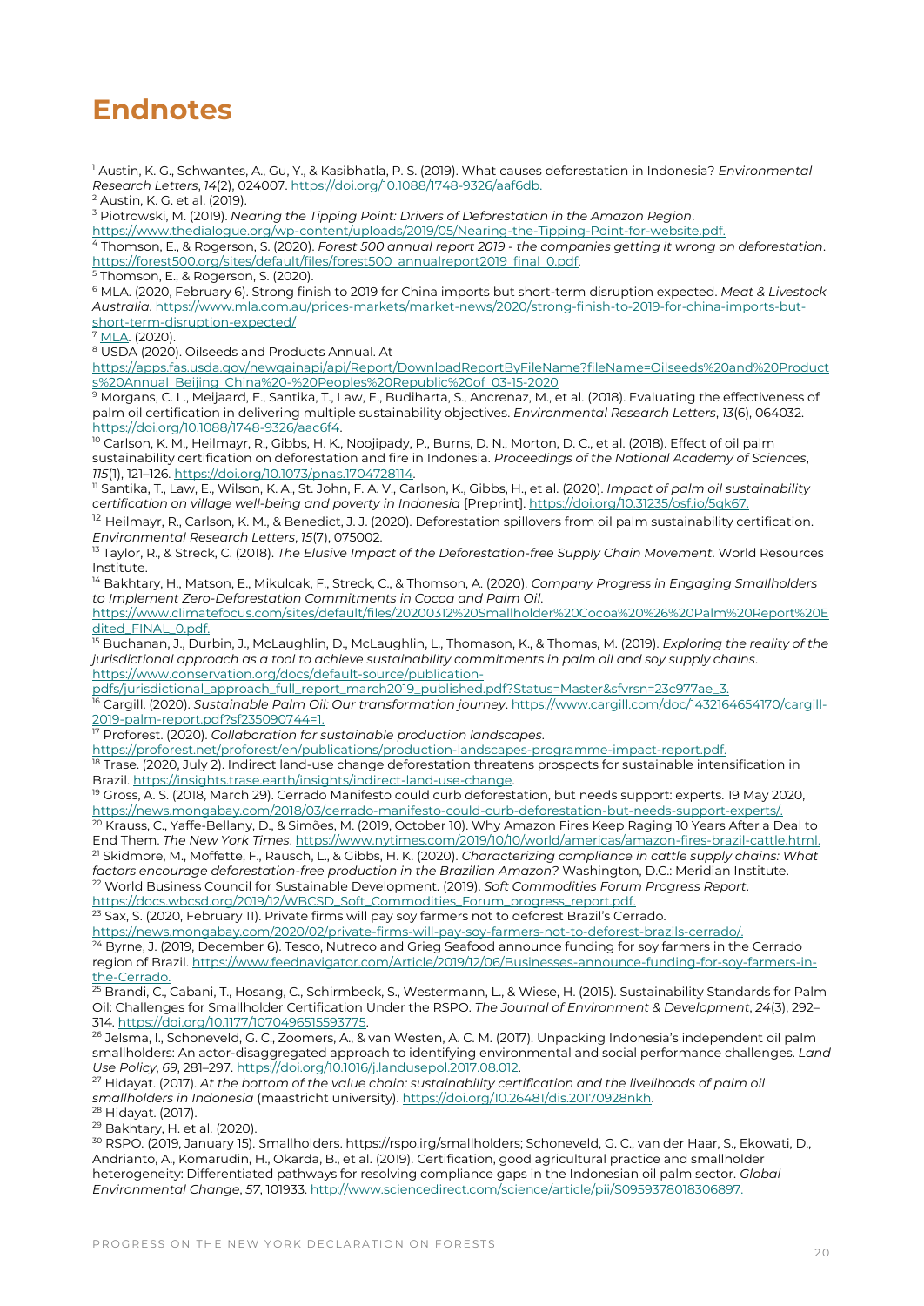# Endnotes

[1] Austin, K. G., Schwantes, A., Gu, Y., & Kasibhatla, P. S. (2019). What causes deforestation in Indonesia? *Environmental Research Letters*, *14*(2), 024007. https://doi.org/10.1088/1748-9326/aaf6db.

[2] Austin, K. G. et al. (2019).

[3] Piotrowski, M. (2019). *Nearing the Tipping Point: Drivers of Deforestation in the Amazon Region*. https://www.thedialogue.org/wp-content/uploads/2019/05/Nearing-the-Tipping-Point-for-website.pdf.

[4] Thomson, E., & Rogerson, S. (2020). *Forest 500 annual report 2019 - the companies getting it wrong on deforestation*. https://forest500.org/sites/default/files/forest500_annualreport2019_final_0.pdf.

[5] Thomson, E., & Rogerson, S. (2020).

[6] MLA. (2020, February 6). Strong finish to 2019 for China imports but short-term disruption expected. *Meat & Livestock Australia.* https://www.mla.com.au/prices-markets/market-news/2020/strong-finish-to-2019-for-china-imports-but-short-term-disruption-expected/

[7] MLA. (2020).

[8] USDA (2020). Oilseeds and Products Annual. At https://apps.fas.usda.gov/newgainapi/api/Report/DownloadReportByFileName?fileName=Oilseeds%20and%20Products%20Annual_Beijing_China%20-%20Peoples%20Republic%20of_03-15-2020

[9] Morgans, C. L., Meijaard, E., Santika, T., Law, E., Budiharta, S., Ancrenaz, M., et al. (2018). Evaluating the effectiveness of palm oil certification in delivering multiple sustainability objectives. *Environmental Research Letters*, *13*(6), 064032. https://doi.org/10.1088/1748-9326/aac6f4.

[10] Carlson, K. M., Heilmayr, R., Gibbs, H. K., Noojipady, P., Burns, D. N., Morton, D. C., et al. (2018). Effect of oil palm sustainability certification on deforestation and fire in Indonesia. *Proceedings of the National Academy of Sciences*, *115*(1), 121–126. https://doi.org/10.1073/pnas.1704728114.

[11] Santika, T., Law, E., Wilson, K. A., St. John, F. A. V., Carlson, K., Gibbs, H., et al. (2020). *Impact of palm oil sustainability certification on village well-being and poverty in Indonesia* [Preprint]. https://doi.org/10.31235/osf.io/5qk67.

[12] Heilmayr, R., Carlson, K. M., & Benedict, J. J. (2020). Deforestation spillovers from oil palm sustainability certification. *Environmental Research Letters*, *15*(7), 075002.

[13] Taylor, R., & Streck, C. (2018). *The Elusive Impact of the Deforestation-free Supply Chain Movement*. World Resources Institute.

[14] Bakhtary, H., Matson, E., Mikulcak, F., Streck, C., & Thomson, A. (2020). *Company Progress in Engaging Smallholders to Implement Zero-Deforestation Commitments in Cocoa and Palm Oil*. https://www.climatefocus.com/sites/default/files/20200312%20Smallholder%20Cocoa%20%26%20Palm%20Report%20Edited_FINAL_0.pdf.

[15] Buchanan, J., Durbin, J., McLaughlin, D., McLaughlin, L., Thomason, K., & Thomas, M. (2019). *Exploring the reality of the jurisdictional approach as a tool to achieve sustainability commitments in palm oil and soy supply chains*. https://www.conservation.org/docs/default-source/publication-pdfs/jurisdictional_approach_full_report_march2019_published.pdf?Status=Master&sfvrsn=23c977ae_3.

[16] Cargill. (2020). *Sustainable Palm Oil: Our transformation journey*. https://www.cargill.com/doc/1432164654170/cargill-2019-palm-report.pdf?sf235090744=1.

[17] Proforest. (2020). *Collaboration for sustainable production landscapes*. https://proforest.net/proforest/en/publications/production-landscapes-programme-impact-report.pdf.

[18] Trase. (2020, July 2). Indirect land-use change deforestation threatens prospects for sustainable intensification in Brazil. https://insights.trase.earth/insights/indirect-land-use-change.

[19] Gross, A. S. (2018, March 29). Cerrado Manifesto could curb deforestation, but needs support: experts. 19 May 2020, https://news.mongabay.com/2018/03/cerrado-manifesto-could-curb-deforestation-but-needs-support-experts/.

[20] Krauss, C., Yaffe-Bellany, D., & Simões, M. (2019, October 10). Why Amazon Fires Keep Raging 10 Years After a Deal to End Them. *The New York Times*. https://www.nytimes.com/2019/10/10/world/americas/amazon-fires-brazil-cattle.html.

[21] Skidmore, M., Moffette, F., Rausch, L., & Gibbs, H. K. (2020). *Characterizing compliance in cattle supply chains: What factors encourage deforestation-free production in the Brazilian Amazon?* Washington, D.C.: Meridian Institute.

[22] World Business Council for Sustainable Development. (2019). *Soft Commodities Forum Progress Report*. https://docs.wbcsd.org/2019/12/WBCSD_Soft_Commodities_Forum_progress_report.pdf.

[23] Sax, S. (2020, February 11). Private firms will pay soy farmers not to deforest Brazil's Cerrado. https://news.mongabay.com/2020/02/private-firms-will-pay-soy-farmers-not-to-deforest-brazils-cerrado/.

[24] Byrne, J. (2019, December 6). Tesco, Nutreco and Grieg Seafood announce funding for soy farmers in the Cerrado region of Brazil. https://www.feednavigator.com/Article/2019/12/06/Businesses-announce-funding-for-soy-farmers-in-the-Cerrado.

[25] Brandi, C., Cabani, T., Hosang, C., Schirmbeck, S., Westermann, L., & Wiese, H. (2015). Sustainability Standards for Palm Oil: Challenges for Smallholder Certification Under the RSPO. *The Journal of Environment & Development*, *24*(3), 292–314. https://doi.org/10.1177/1070496515593775.

[26] Jelsma, I., Schoneveld, G. C., Zoomers, A., & van Westen, A. C. M. (2017). Unpacking Indonesia's independent oil palm smallholders: An actor-disaggregated approach to identifying environmental and social performance challenges. *Land Use Policy*, *69*, 281–297. https://doi.org/10.1016/j.landusepol.2017.08.012.

[27] Hidayat. (2017). *At the bottom of the value chain: sustainability certification and the livelihoods of palm oil smallholders in Indonesia* (maastricht university). https://doi.org/10.26481/dis.20170928nkh.

[28] Hidayat. (2017).

[29] Bakhtary, H. et al. (2020).

[30] RSPO. (2019, January 15). Smallholders. https://rspo.irg/smallholders; Schoneveld, G. C., van der Haar, S., Ekowati, D., Andrianto, A., Komarudin, H., Okarda, B., et al. (2019). Certification, good agricultural practice and smallholder heterogeneity: Differentiated pathways for resolving compliance gaps in the Indonesian oil palm sector. *Global Environmental Change*, *57*, 101933. http://www.sciencedirect.com/science/article/pii/S0959378018306897.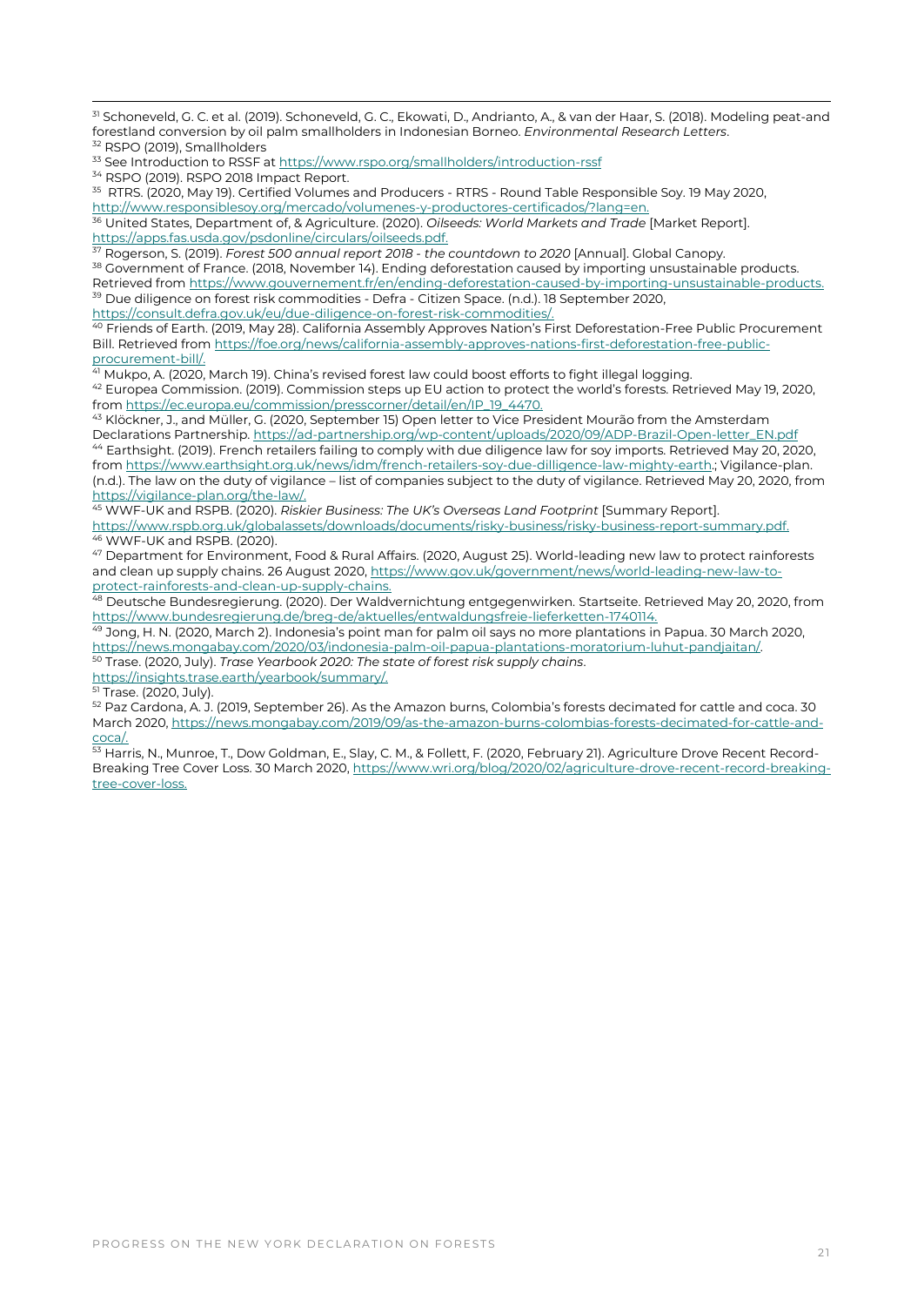[31] Schoneveld, G. C. et al. (2019). Schoneveld, G. C., Ekowati, D., Andrianto, A., & van der Haar, S. (2018). Modeling peat-and forestland conversion by oil palm smallholders in Indonesian Borneo. *Environmental Research Letters*.

[32] RSPO (2019), Smallholders

[33] See Introduction to RSSF at https://www.rspo.org/smallholders/introduction-rssf

[34] RSPO (2019). RSPO 2018 Impact Report.

[35] RTRS. (2020, May 19). Certified Volumes and Producers - RTRS - Round Table Responsible Soy. 19 May 2020, http://www.responsiblesoy.org/mercado/volumenes-y-productores-certificados/?lang=en.

[36] United States, Department of, & Agriculture. (2020). *Oilseeds: World Markets and Trade* [Market Report]. https://apps.fas.usda.gov/psdonline/circulars/oilseeds.pdf.

[37] Rogerson, S. (2019). *Forest 500 annual report 2018 - the countdown to 2020* [Annual]. Global Canopy.

[38] Government of France. (2018, November 14). Ending deforestation caused by importing unsustainable products. Retrieved from https://www.gouvernement.fr/en/ending-deforestation-caused-by-importing-unsustainable-products.

[39] Due diligence on forest risk commodities - Defra - Citizen Space. (n.d.). 18 September 2020, https://consult.defra.gov.uk/eu/due-diligence-on-forest-risk-commodities/.

[40] Friends of Earth. (2019, May 28). California Assembly Approves Nation's First Deforestation-Free Public Procurement Bill. Retrieved from https://foe.org/news/california-assembly-approves-nations-first-deforestation-free-public-procurement-bill/.

[41] Mukpo, A. (2020, March 19). China's revised forest law could boost efforts to fight illegal logging.

[42] Europea Commission. (2019). Commission steps up EU action to protect the world's forests. Retrieved May 19, 2020, from https://ec.europa.eu/commission/presscorner/detail/en/IP_19_4470.

[43] Klöckner, J., and Müller, G. (2020, September 15) Open letter to Vice President Mourão from the Amsterdam Declarations Partnership. https://ad-partnership.org/wp-content/uploads/2020/09/ADP-Brazil-Open-letter_EN.pdf

[44] Earthsight. (2019). French retailers failing to comply with due diligence law for soy imports. Retrieved May 20, 2020, from https://www.earthsight.org.uk/news/idm/french-retailers-soy-due-dilligence-law-mighty-earth.; Vigilance-plan. (n.d.). The law on the duty of vigilance – list of companies subject to the duty of vigilance. Retrieved May 20, 2020, from https://vigilance-plan.org/the-law/.

[45] WWF-UK and RSPB. (2020). *Riskier Business: The UK's Overseas Land Footprint* [Summary Report]. https://www.rspb.org.uk/globalassets/downloads/documents/risky-business/risky-business-report-summary.pdf.

[46] WWF-UK and RSPB. (2020).

[47] Department for Environment, Food & Rural Affairs. (2020, August 25). World-leading new law to protect rainforests and clean up supply chains. 26 August 2020, https://www.gov.uk/government/news/world-leading-new-law-to-protect-rainforests-and-clean-up-supply-chains.

[48] Deutsche Bundesregierung. (2020). Der Waldvernichtung entgegenwirken. Startseite. Retrieved May 20, 2020, from https://www.bundesregierung.de/breg-de/aktuelles/entwaldungsfreie-lieferketten-1740114.

[49] Jong, H. N. (2020, March 2). Indonesia's point man for palm oil says no more plantations in Papua. 30 March 2020, https://news.mongabay.com/2020/03/indonesia-palm-oil-papua-plantations-moratorium-luhut-pandjaitan/.

[50] Trase. (2020, July). *Trase Yearbook 2020: The state of forest risk supply chains*. https://insights.trase.earth/yearbook/summary/.

[51] Trase. (2020, July).

[52] Paz Cardona, A. J. (2019, September 26). As the Amazon burns, Colombia's forests decimated for cattle and coca. 30 March 2020, https://news.mongabay.com/2019/09/as-the-amazon-burns-colombias-forests-decimated-for-cattle-and-coca/.

[53] Harris, N., Munroe, T., Dow Goldman, E., Slay, C. M., & Follett, F. (2020, February 21). Agriculture Drove Recent Record-Breaking Tree Cover Loss. 30 March 2020, https://www.wri.org/blog/2020/02/agriculture-drove-recent-record-breaking-tree-cover-loss.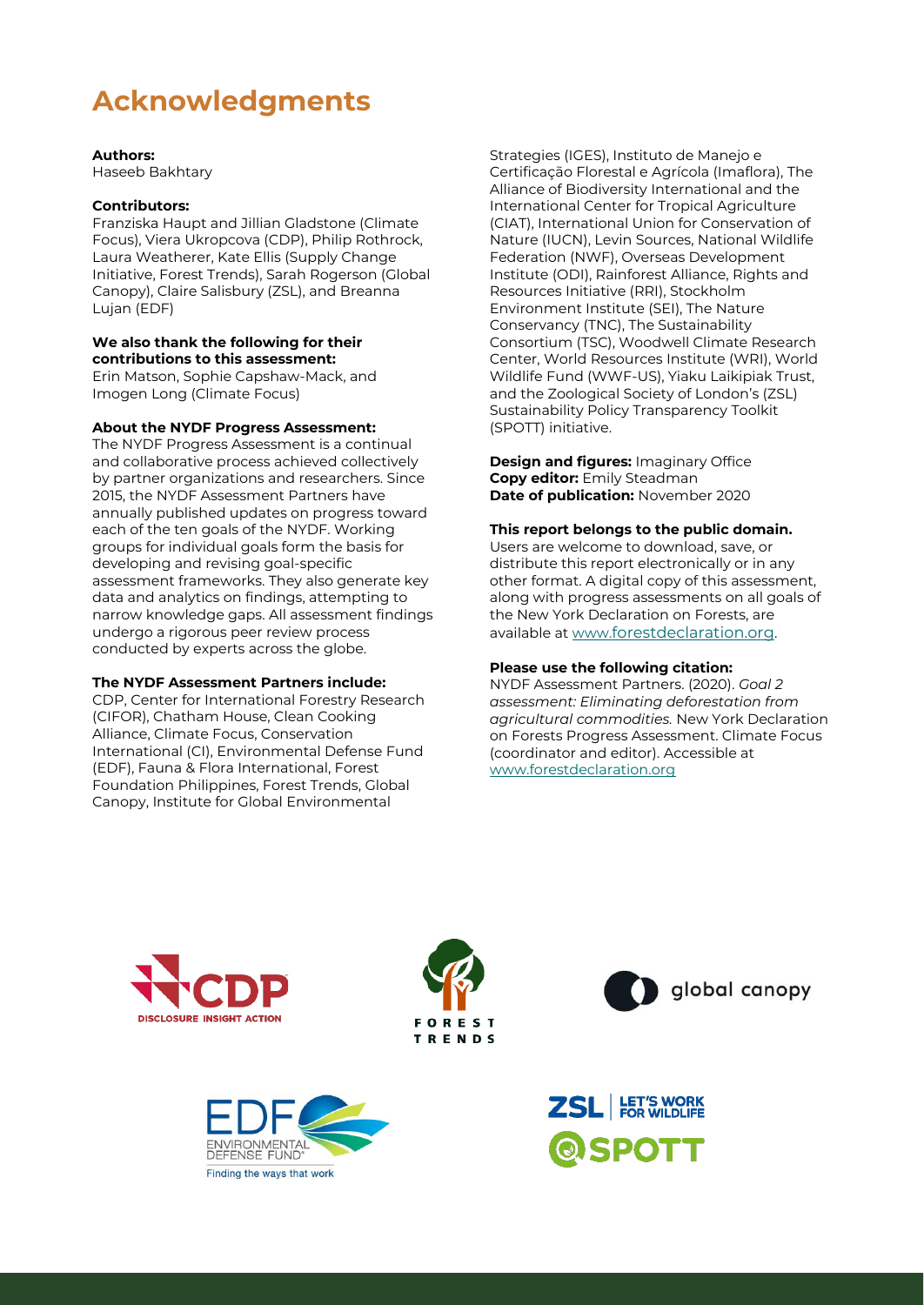# Acknowledgments

**Authors:**
Haseeb Bakhtary

**Contributors:**
Franziska Haupt and Jillian Gladstone (Climate Focus), Viera Ukropcova (CDP), Philip Rothrock, Laura Weatherer, Kate Ellis (Supply Change Initiative, Forest Trends), Sarah Rogerson (Global Canopy), Claire Salisbury (ZSL), and Breanna Lujan (EDF)

**We also thank the following for their contributions to this assessment:**
Erin Matson, Sophie Capshaw-Mack, and Imogen Long (Climate Focus)

**About the NYDF Progress Assessment:**
The NYDF Progress Assessment is a continual and collaborative process achieved collectively by partner organizations and researchers. Since 2015, the NYDF Assessment Partners have annually published updates on progress toward each of the ten goals of the NYDF. Working groups for individual goals form the basis for developing and revising goal-specific assessment frameworks. They also generate key data and analytics on findings, attempting to narrow knowledge gaps. All assessment findings undergo a rigorous peer review process conducted by experts across the globe.

**The NYDF Assessment Partners include:**
CDP, Center for International Forestry Research (CIFOR), Chatham House, Clean Cooking Alliance, Climate Focus, Conservation International (CI), Environmental Defense Fund (EDF), Fauna & Flora International, Forest Foundation Philippines, Forest Trends, Global Canopy, Institute for Global Environmental Strategies (IGES), Instituto de Manejo e Certificação Florestal e Agrícola (Imaflora), The Alliance of Biodiversity International and the International Center for Tropical Agriculture (CIAT), International Union for Conservation of Nature (IUCN), Levin Sources, National Wildlife Federation (NWF), Overseas Development Institute (ODI), Rainforest Alliance, Rights and Resources Initiative (RRI), Stockholm Environment Institute (SEI), The Nature Conservancy (TNC), The Sustainability Consortium (TSC), Woodwell Climate Research Center, World Resources Institute (WRI), World Wildlife Fund (WWF-US), Yiaku Laikipiak Trust, and the Zoological Society of London's (ZSL) Sustainability Policy Transparency Toolkit (SPOTT) initiative.

**Design and figures:** Imaginary Office
**Copy editor:** Emily Steadman
**Date of publication:** November 2020

**This report belongs to the public domain.**
Users are welcome to download, save, or distribute this report electronically or in any other format. A digital copy of this assessment, along with progress assessments on all goals of the New York Declaration on Forests, are available at www.forestdeclaration.org.

**Please use the following citation:**
NYDF Assessment Partners. (2020). *Goal 2 assessment: Eliminating deforestation from agricultural commodities.* New York Declaration on Forests Progress Assessment. Climate Focus (coordinator and editor). Accessible at www.forestdeclaration.org